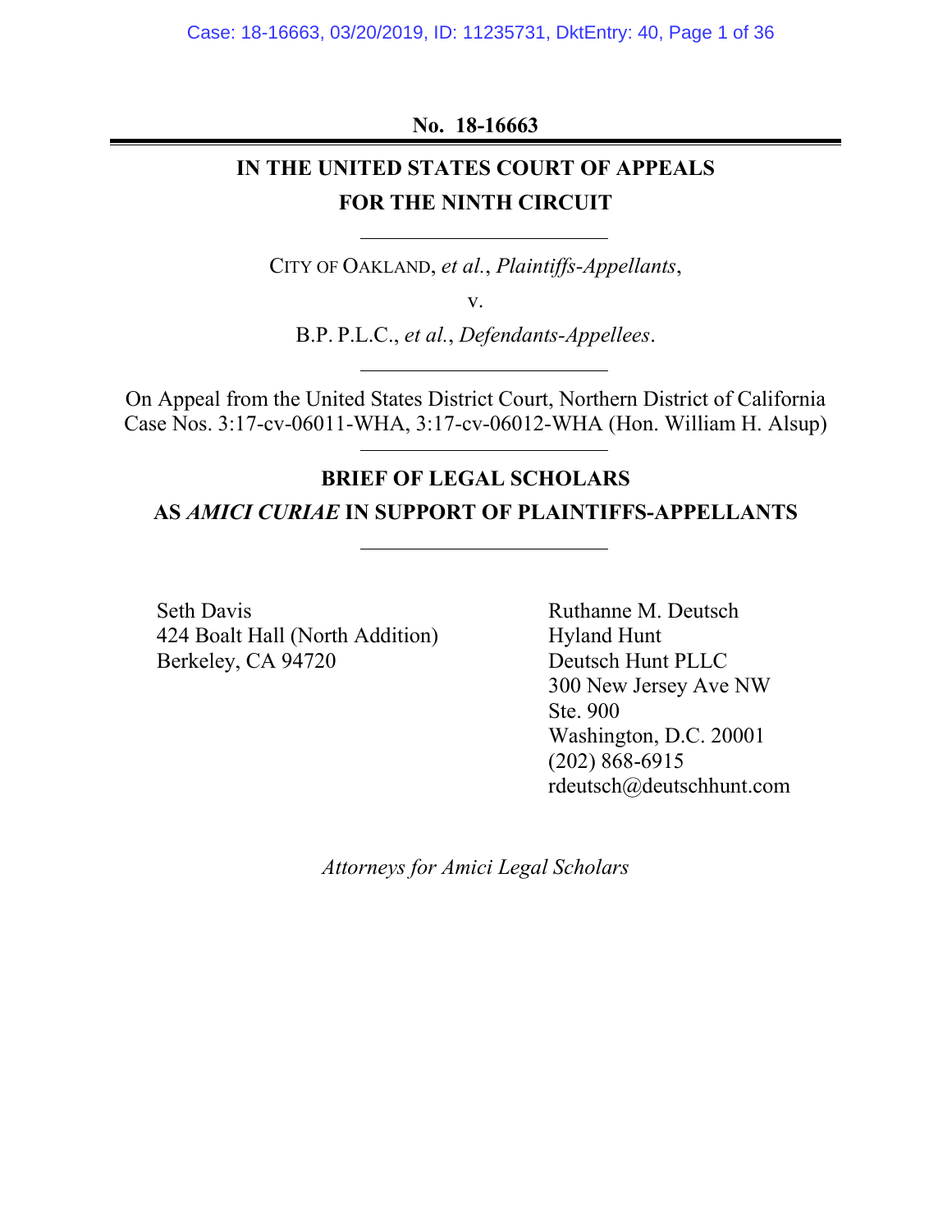**No. 18-16663**

---

# IN THE UNITED STATES COURT OF APPEALS FOR THE NINTH CIRCUIT

---

CITY OF OAKLAND, *et al.*, *Plaintiffs-Appellants*,

v.

B.P. P.L.C., *et al.*, *Defendants-Appellees*.

---

On Appeal from the United States District Court, Northern District of California
Case Nos. 3:17-cv-06011-WHA, 3:17-cv-06012-WHA (Hon. William H. Alsup)

---

## BRIEF OF LEGAL SCHOLARS AS *AMICI CURIAE* IN SUPPORT OF PLAINTIFFS-APPELLANTS

---

Seth Davis
424 Boalt Hall (North Addition)
Berkeley, CA 94720

Ruthanne M. Deutsch
Hyland Hunt
Deutsch Hunt PLLC
300 New Jersey Ave NW
Ste. 900
Washington, D.C. 20001
(202) 868-6915
rdeutsch@deutschhunt.com

*Attorneys for Amici Legal Scholars*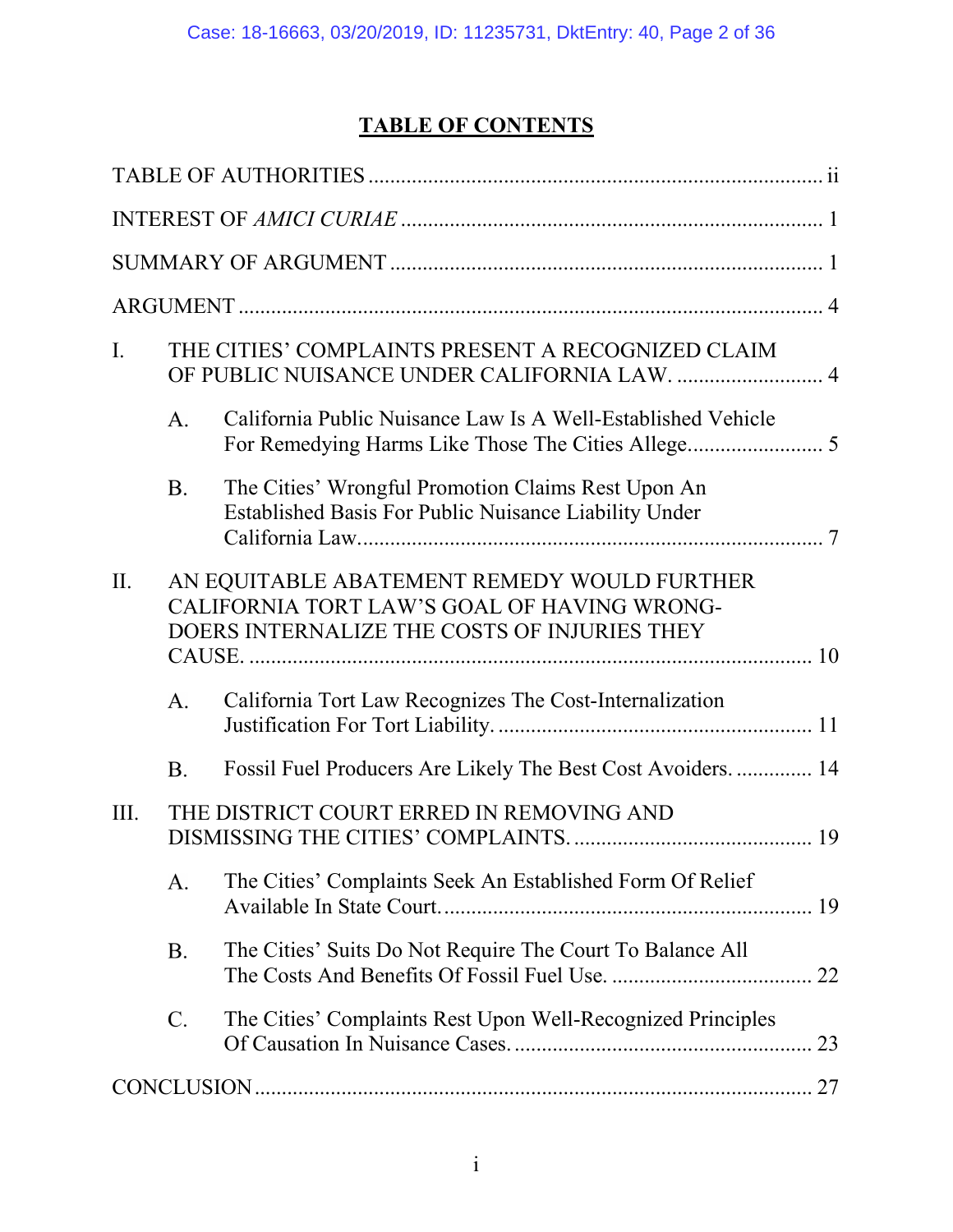# TABLE OF CONTENTS

| | Page |
|---|---|
| TABLE OF AUTHORITIES | ii |
| INTEREST OF *AMICI CURIAE* | 1 |
| SUMMARY OF ARGUMENT | 1 |
| ARGUMENT | 4 |
| I. THE CITIES' COMPLAINTS PRESENT A RECOGNIZED CLAIM OF PUBLIC NUISANCE UNDER CALIFORNIA LAW. | 4 |
| A. California Public Nuisance Law Is A Well-Established Vehicle For Remedying Harms Like Those The Cities Allege. | 5 |
| B. The Cities' Wrongful Promotion Claims Rest Upon An Established Basis For Public Nuisance Liability Under California Law. | 7 |
| II. AN EQUITABLE ABATEMENT REMEDY WOULD FURTHER CALIFORNIA TORT LAW'S GOAL OF HAVING WRONG-DOERS INTERNALIZE THE COSTS OF INJURIES THEY CAUSE. | 10 |
| A. California Tort Law Recognizes The Cost-Internalization Justification For Tort Liability. | 11 |
| B. Fossil Fuel Producers Are Likely The Best Cost Avoiders. | 14 |
| III. THE DISTRICT COURT ERRED IN REMOVING AND DISMISSING THE CITIES' COMPLAINTS. | 19 |
| A. The Cities' Complaints Seek An Established Form Of Relief Available In State Court. | 19 |
| B. The Cities' Suits Do Not Require The Court To Balance All The Costs And Benefits Of Fossil Fuel Use. | 22 |
| C. The Cities' Complaints Rest Upon Well-Recognized Principles Of Causation In Nuisance Cases. | 23 |
| CONCLUSION | 27 |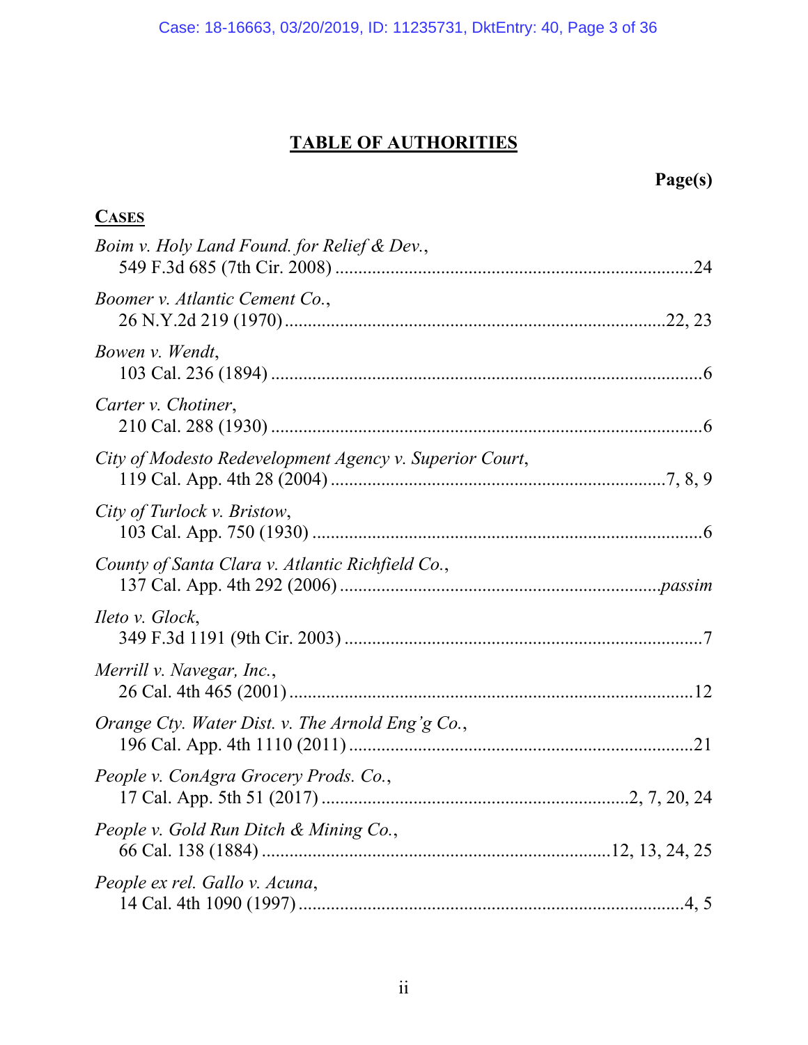# TABLE OF AUTHORITIES

**Page(s)**

**CASES**

*Boim v. Holy Land Found. for Relief & Dev.*,
549 F.3d 685 (7th Cir. 2008) ....................................................................................24

*Boomer v. Atlantic Cement Co.*,
26 N.Y.2d 219 (1970) ..........................................................................................22, 23

*Bowen v. Wendt*,
103 Cal. 236 (1894) ...................................................................................................6

*Carter v. Chotiner*,
210 Cal. 288 (1930) ...................................................................................................6

*City of Modesto Redevelopment Agency v. Superior Court*,
119 Cal. App. 4th 28 (2004) .................................................................................7, 8, 9

*City of Turlock v. Bristow*,
103 Cal. App. 750 (1930) ..........................................................................................6

*County of Santa Clara v. Atlantic Richfield Co.*,
137 Cal. App. 4th 292 (2006) ........................................................................*passim*

*Ileto v. Glock*,
349 F.3d 1191 (9th Cir. 2003) ....................................................................................7

*Merrill v. Navegar, Inc.*,
26 Cal. 4th 465 (2001) ..............................................................................................12

*Orange Cty. Water Dist. v. The Arnold Eng'g Co.*,
196 Cal. App. 4th 1110 (2011) ...................................................................................21

*People v. ConAgra Grocery Prods. Co.*,
17 Cal. App. 5th 51 (2017) ...........................................................................2, 7, 20, 24

*People v. Gold Run Ditch & Mining Co.*,
66 Cal. 138 (1884) ...................................................................................12, 13, 24, 25

*People ex rel. Gallo v. Acuna*,
14 Cal. 4th 1090 (1997) .............................................................................................4, 5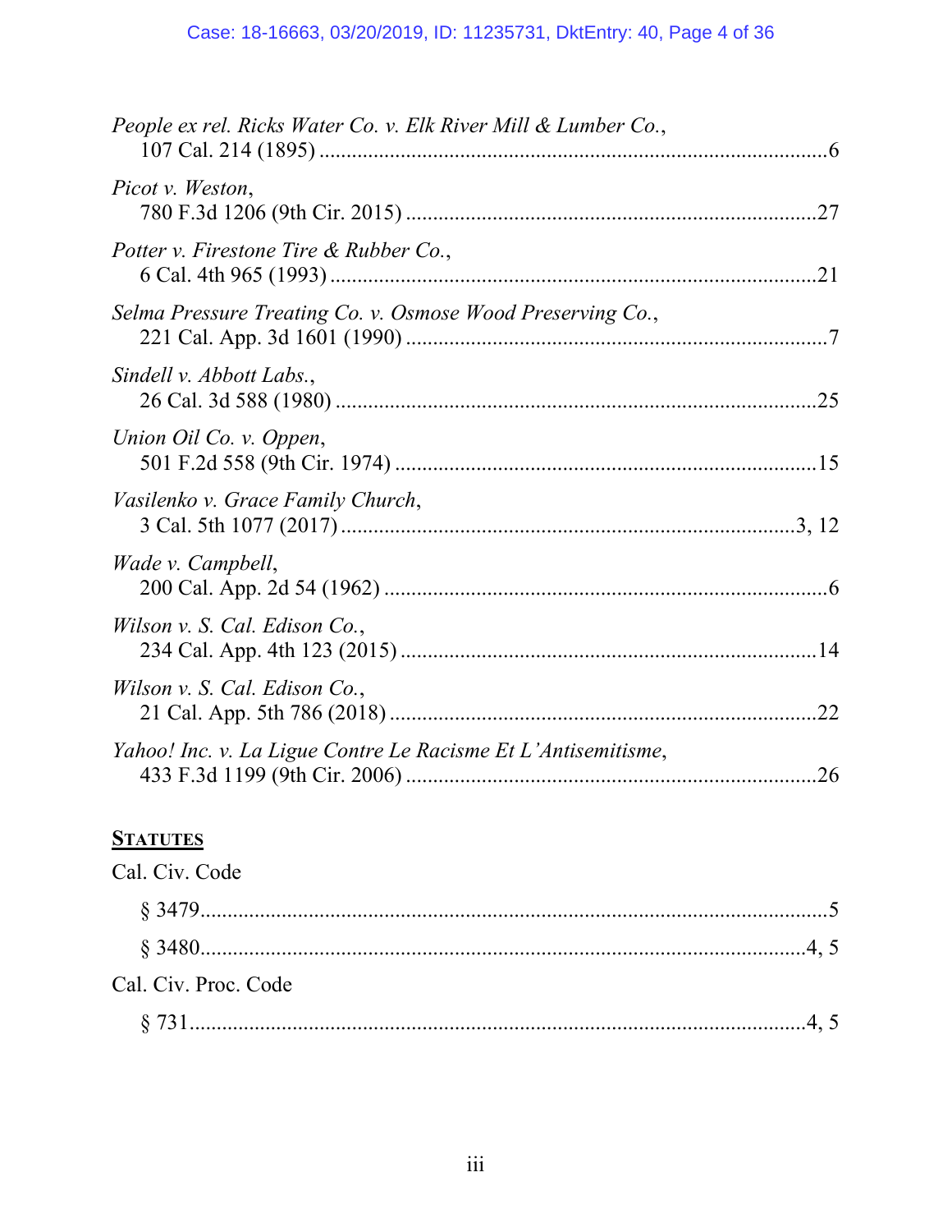*People ex rel. Ricks Water Co. v. Elk River Mill & Lumber Co.*,
107 Cal. 214 (1895) .....................................................................................6

*Picot v. Weston*,
780 F.3d 1206 (9th Cir. 2015) .....................................................................27

*Potter v. Firestone Tire & Rubber Co.*,
6 Cal. 4th 965 (1993) ...................................................................................21

*Selma Pressure Treating Co. v. Osmose Wood Preserving Co.*,
221 Cal. App. 3d 1601 (1990) .......................................................................7

*Sindell v. Abbott Labs.*,
26 Cal. 3d 588 (1980) ..................................................................................25

*Union Oil Co. v. Oppen*,
501 F.2d 558 (9th Cir. 1974) .......................................................................15

*Vasilenko v. Grace Family Church*,
3 Cal. 5th 1077 (2017) ..............................................................................3, 12

*Wade v. Campbell*,
200 Cal. App. 2d 54 (1962) ...........................................................................6

*Wilson v. S. Cal. Edison Co.*,
234 Cal. App. 4th 123 (2015) ......................................................................14

*Wilson v. S. Cal. Edison Co.*,
21 Cal. App. 5th 786 (2018) ........................................................................22

*Yahoo! Inc. v. La Ligue Contre Le Racisme Et L'Antisemitisme*,
433 F.3d 1199 (9th Cir. 2006) .....................................................................26

## STATUTES

Cal. Civ. Code

§ 3479.......................................................................................................5

§ 3480....................................................................................................4, 5

Cal. Civ. Proc. Code

§ 731.....................................................................................................4, 5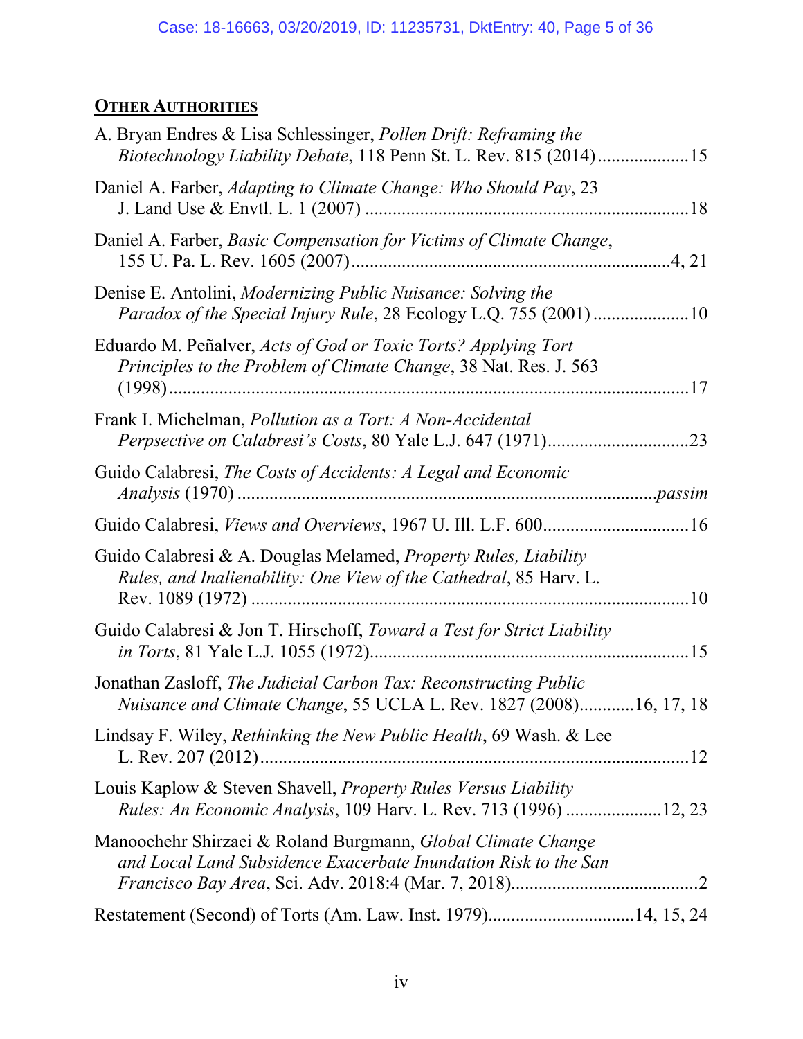**OTHER AUTHORITIES**

A. Bryan Endres & Lisa Schlessinger, *Pollen Drift: Reframing the Biotechnology Liability Debate*, 118 Penn St. L. Rev. 815 (2014) .................... 15

Daniel A. Farber, *Adapting to Climate Change: Who Should Pay*, 23 J. Land Use & Envtl. L. 1 (2007) ....................................................................... 18

Daniel A. Farber, *Basic Compensation for Victims of Climate Change*, 155 U. Pa. L. Rev. 1605 (2007) ..................................................................... 4, 21

Denise E. Antolini, *Modernizing Public Nuisance: Solving the Paradox of the Special Injury Rule*, 28 Ecology L.Q. 755 (2001) ..................... 10

Eduardo M. Peñalver, *Acts of God or Toxic Torts? Applying Tort Principles to the Problem of Climate Change*, 38 Nat. Res. J. 563 (1998) ................................................................................................... 17

Frank I. Michelman, *Pollution as a Tort: A Non-Accidental Perpsective on Calabresi's Costs*, 80 Yale L.J. 647 (1971) ............................... 23

Guido Calabresi, *The Costs of Accidents: A Legal and Economic Analysis* (1970) ........................................................................................ *passim*

Guido Calabresi, *Views and Overviews*, 1967 U. Ill. L.F. 600 ................................ 16

Guido Calabresi & A. Douglas Melamed, *Property Rules, Liability Rules, and Inalienability: One View of the Cathedral*, 85 Harv. L. Rev. 1089 (1972) ................................................................................................ 10

Guido Calabresi & Jon T. Hirschoff, *Toward a Test for Strict Liability in Torts*, 81 Yale L.J. 1055 (1972) ..................................................................... 15

Jonathan Zasloff, *The Judicial Carbon Tax: Reconstructing Public Nuisance and Climate Change*, 55 UCLA L. Rev. 1827 (2008) ............ 16, 17, 18

Lindsay F. Wiley, *Rethinking the New Public Health*, 69 Wash. & Lee L. Rev. 207 (2012) ............................................................................................ 12

Louis Kaplow & Steven Shavell, *Property Rules Versus Liability Rules: An Economic Analysis*, 109 Harv. L. Rev. 713 (1996) ..................... 12, 23

Manoochehr Shirzaei & Roland Burgmann, *Global Climate Change and Local Land Subsidence Exacerbate Inundation Risk to the San Francisco Bay Area*, Sci. Adv. 2018:4 (Mar. 7, 2018) ......................................... 2

Restatement (Second) of Torts (Am. Law. Inst. 1979) ................................ 14, 15, 24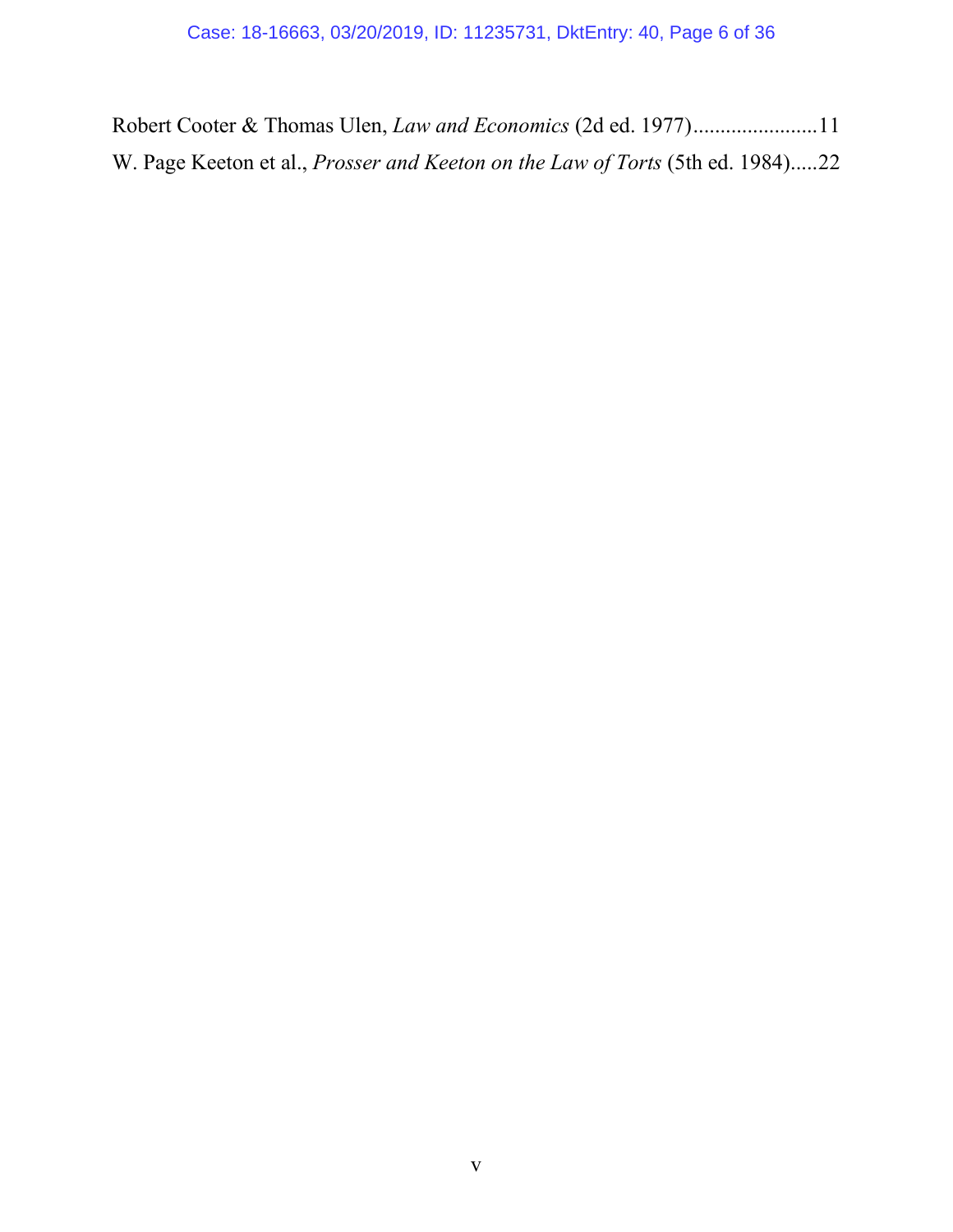Robert Cooter & Thomas Ulen, *Law and Economics* (2d ed. 1977)......................11

W. Page Keeton et al., *Prosser and Keeton on the Law of Torts* (5th ed. 1984).....22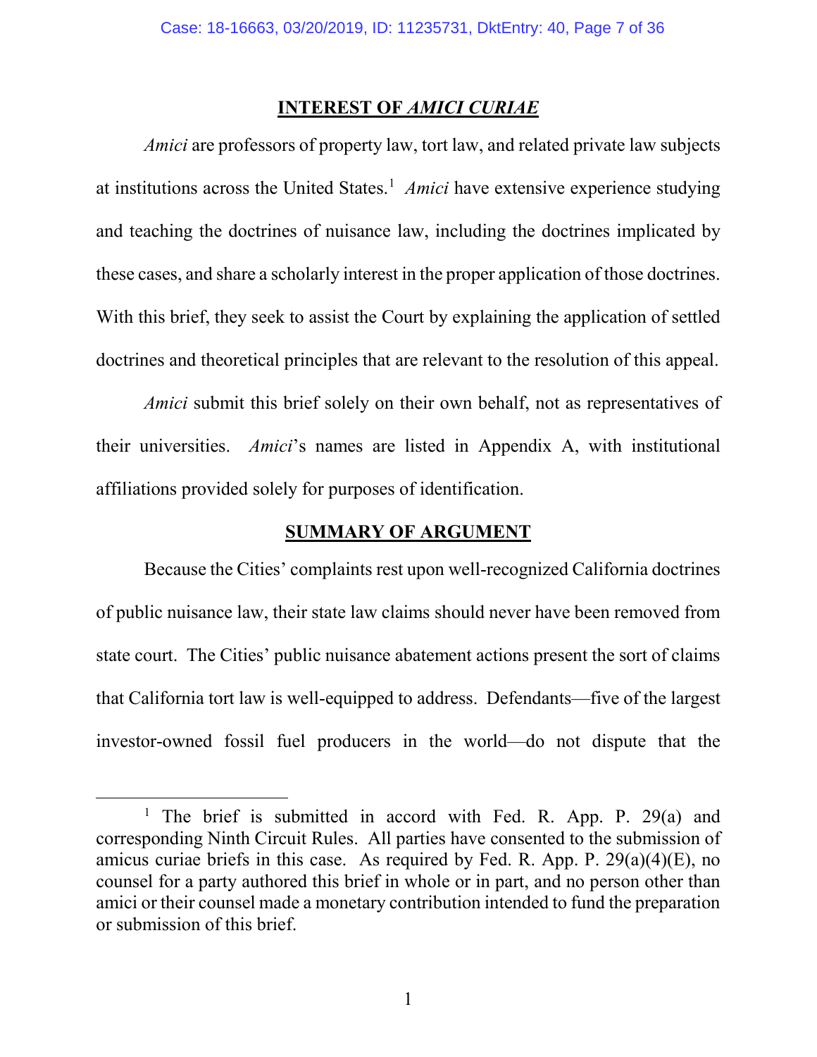## INTEREST OF *AMICI CURIAE*

*Amici* are professors of property law, tort law, and related private law subjects at institutions across the United States.[1] *Amici* have extensive experience studying and teaching the doctrines of nuisance law, including the doctrines implicated by these cases, and share a scholarly interest in the proper application of those doctrines. With this brief, they seek to assist the Court by explaining the application of settled doctrines and theoretical principles that are relevant to the resolution of this appeal.

*Amici* submit this brief solely on their own behalf, not as representatives of their universities. *Amici*'s names are listed in Appendix A, with institutional affiliations provided solely for purposes of identification.

## SUMMARY OF ARGUMENT

Because the Cities' complaints rest upon well-recognized California doctrines of public nuisance law, their state law claims should never have been removed from state court. The Cities' public nuisance abatement actions present the sort of claims that California tort law is well-equipped to address. Defendants—five of the largest investor-owned fossil fuel producers in the world—do not dispute that the

[1] The brief is submitted in accord with Fed. R. App. P. 29(a) and corresponding Ninth Circuit Rules. All parties have consented to the submission of amicus curiae briefs in this case. As required by Fed. R. App. P. 29(a)(4)(E), no counsel for a party authored this brief in whole or in part, and no person other than amici or their counsel made a monetary contribution intended to fund the preparation or submission of this brief.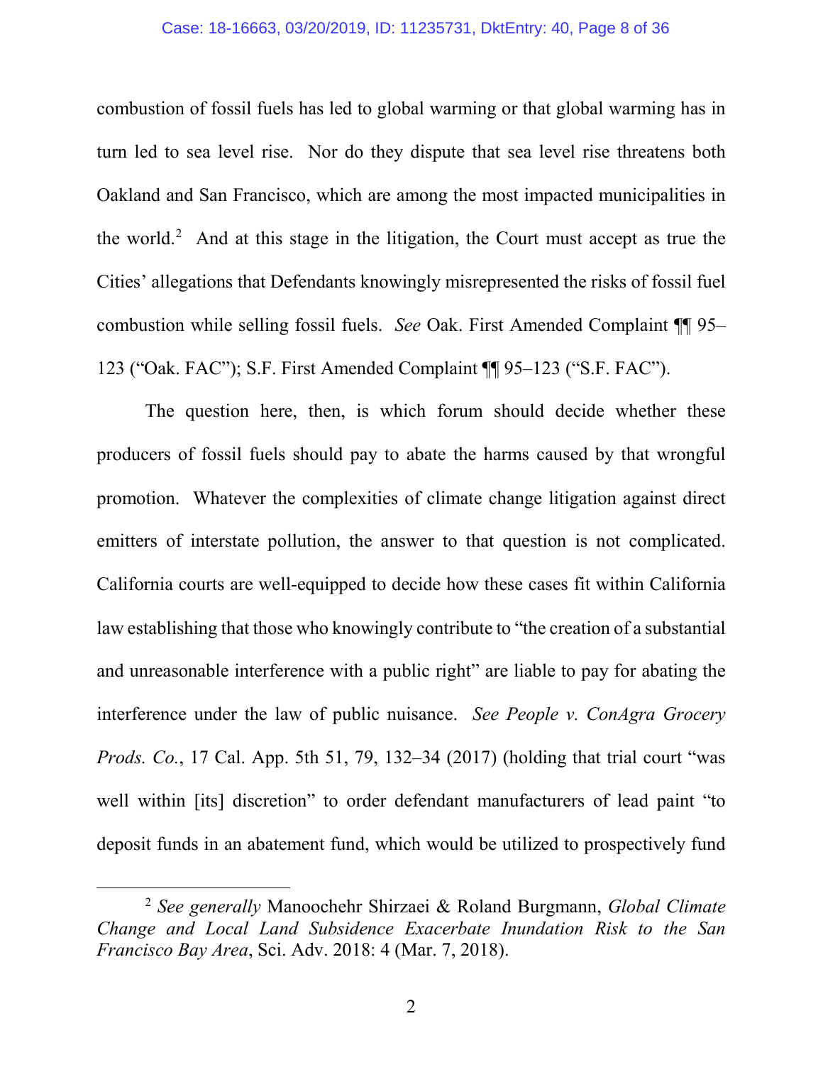combustion of fossil fuels has led to global warming or that global warming has in turn led to sea level rise. Nor do they dispute that sea level rise threatens both Oakland and San Francisco, which are among the most impacted municipalities in the world.[2] And at this stage in the litigation, the Court must accept as true the Cities' allegations that Defendants knowingly misrepresented the risks of fossil fuel combustion while selling fossil fuels. *See* Oak. First Amended Complaint ¶¶ 95–123 ("Oak. FAC"); S.F. First Amended Complaint ¶¶ 95–123 ("S.F. FAC").

The question here, then, is which forum should decide whether these producers of fossil fuels should pay to abate the harms caused by that wrongful promotion. Whatever the complexities of climate change litigation against direct emitters of interstate pollution, the answer to that question is not complicated. California courts are well-equipped to decide how these cases fit within California law establishing that those who knowingly contribute to "the creation of a substantial and unreasonable interference with a public right" are liable to pay for abating the interference under the law of public nuisance. *See People v. ConAgra Grocery Prods. Co.*, 17 Cal. App. 5th 51, 79, 132–34 (2017) (holding that trial court "was well within [its] discretion" to order defendant manufacturers of lead paint "to deposit funds in an abatement fund, which would be utilized to prospectively fund

[2] *See generally* Manoochehr Shirzaei & Roland Burgmann, *Global Climate Change and Local Land Subsidence Exacerbate Inundation Risk to the San Francisco Bay Area*, Sci. Adv. 2018: 4 (Mar. 7, 2018).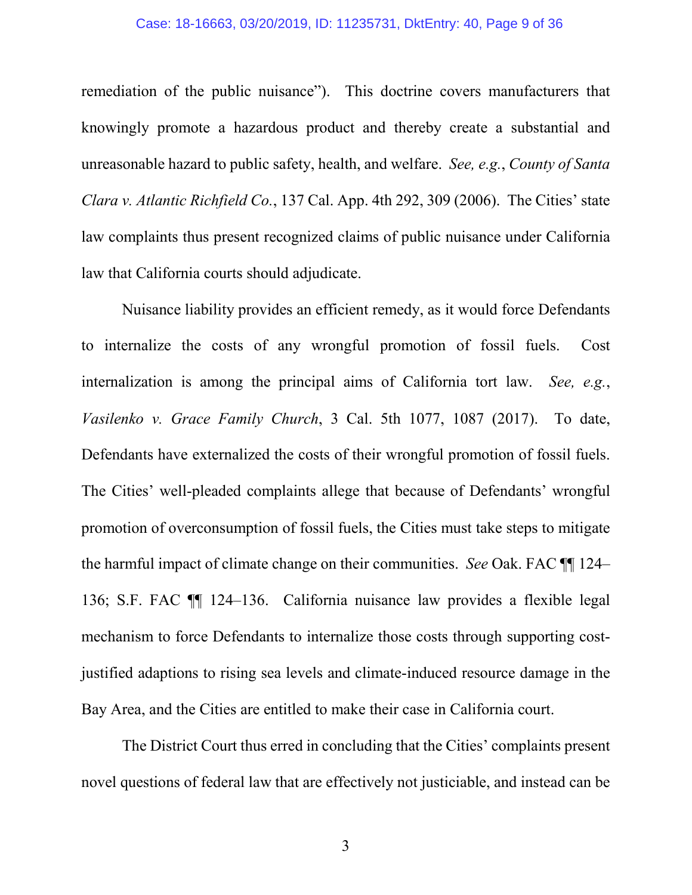remediation of the public nuisance"). This doctrine covers manufacturers that knowingly promote a hazardous product and thereby create a substantial and unreasonable hazard to public safety, health, and welfare. *See, e.g.*, *County of Santa Clara v. Atlantic Richfield Co.*, 137 Cal. App. 4th 292, 309 (2006). The Cities' state law complaints thus present recognized claims of public nuisance under California law that California courts should adjudicate.

Nuisance liability provides an efficient remedy, as it would force Defendants to internalize the costs of any wrongful promotion of fossil fuels. Cost internalization is among the principal aims of California tort law. *See, e.g.*, *Vasilenko v. Grace Family Church*, 3 Cal. 5th 1077, 1087 (2017). To date, Defendants have externalized the costs of their wrongful promotion of fossil fuels. The Cities' well-pleaded complaints allege that because of Defendants' wrongful promotion of overconsumption of fossil fuels, the Cities must take steps to mitigate the harmful impact of climate change on their communities. *See* Oak. FAC ¶¶ 124–136; S.F. FAC ¶¶ 124–136. California nuisance law provides a flexible legal mechanism to force Defendants to internalize those costs through supporting cost-justified adaptions to rising sea levels and climate-induced resource damage in the Bay Area, and the Cities are entitled to make their case in California court.

The District Court thus erred in concluding that the Cities' complaints present novel questions of federal law that are effectively not justiciable, and instead can be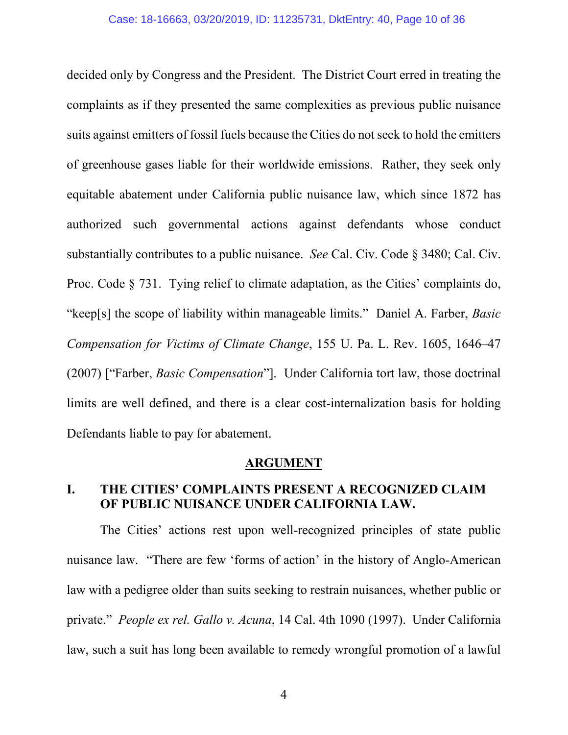decided only by Congress and the President. The District Court erred in treating the complaints as if they presented the same complexities as previous public nuisance suits against emitters of fossil fuels because the Cities do not seek to hold the emitters of greenhouse gases liable for their worldwide emissions. Rather, they seek only equitable abatement under California public nuisance law, which since 1872 has authorized such governmental actions against defendants whose conduct substantially contributes to a public nuisance. *See* Cal. Civ. Code § 3480; Cal. Civ. Proc. Code § 731. Tying relief to climate adaptation, as the Cities' complaints do, "keep[s] the scope of liability within manageable limits." Daniel A. Farber, *Basic Compensation for Victims of Climate Change*, 155 U. Pa. L. Rev. 1605, 1646–47 (2007) ["Farber, *Basic Compensation*"]. Under California tort law, those doctrinal limits are well defined, and there is a clear cost-internalization basis for holding Defendants liable to pay for abatement.

## ARGUMENT

### I. THE CITIES' COMPLAINTS PRESENT A RECOGNIZED CLAIM OF PUBLIC NUISANCE UNDER CALIFORNIA LAW.

The Cities' actions rest upon well-recognized principles of state public nuisance law. "There are few 'forms of action' in the history of Anglo-American law with a pedigree older than suits seeking to restrain nuisances, whether public or private." *People ex rel. Gallo v. Acuna*, 14 Cal. 4th 1090 (1997). Under California law, such a suit has long been available to remedy wrongful promotion of a lawful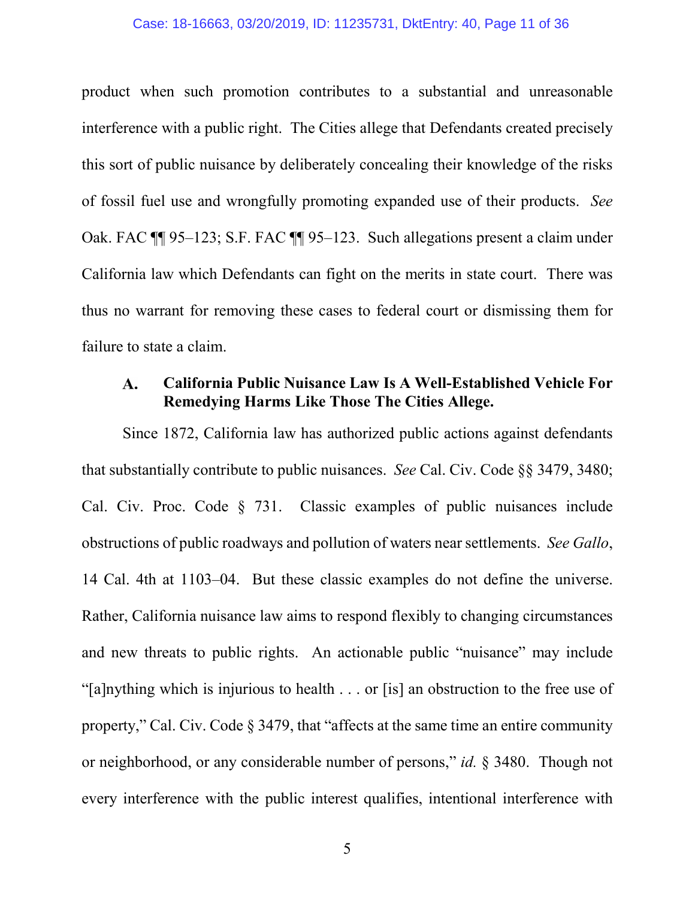product when such promotion contributes to a substantial and unreasonable interference with a public right. The Cities allege that Defendants created precisely this sort of public nuisance by deliberately concealing their knowledge of the risks of fossil fuel use and wrongfully promoting expanded use of their products. *See* Oak. FAC ¶¶ 95–123; S.F. FAC ¶¶ 95–123. Such allegations present a claim under California law which Defendants can fight on the merits in state court. There was thus no warrant for removing these cases to federal court or dismissing them for failure to state a claim.

### A. California Public Nuisance Law Is A Well-Established Vehicle For Remedying Harms Like Those The Cities Allege.

Since 1872, California law has authorized public actions against defendants that substantially contribute to public nuisances. *See* Cal. Civ. Code §§ 3479, 3480; Cal. Civ. Proc. Code § 731. Classic examples of public nuisances include obstructions of public roadways and pollution of waters near settlements. *See Gallo*, 14 Cal. 4th at 1103–04. But these classic examples do not define the universe. Rather, California nuisance law aims to respond flexibly to changing circumstances and new threats to public rights. An actionable public "nuisance" may include "[a]nything which is injurious to health . . . or [is] an obstruction to the free use of property," Cal. Civ. Code § 3479, that "affects at the same time an entire community or neighborhood, or any considerable number of persons," *id.* § 3480. Though not every interference with the public interest qualifies, intentional interference with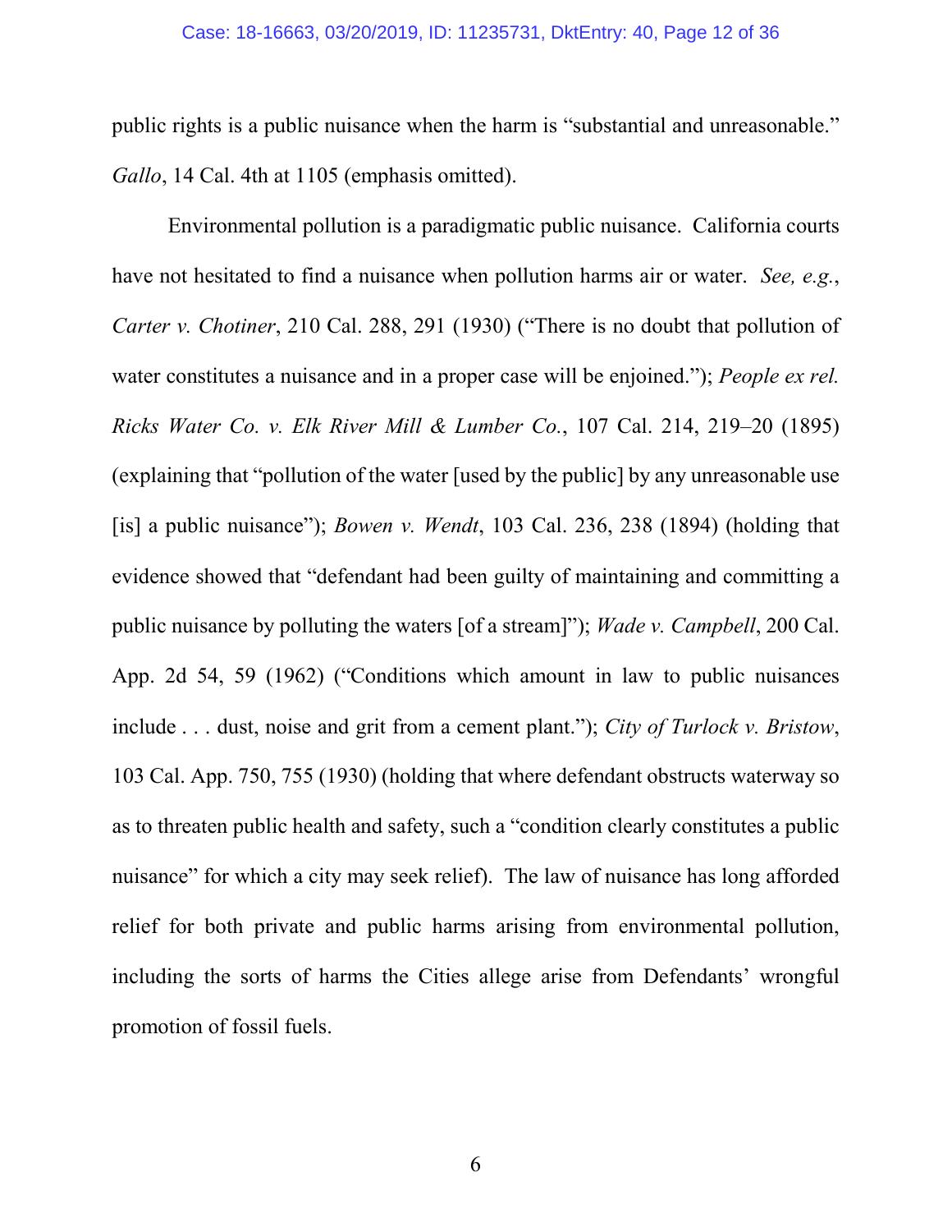public rights is a public nuisance when the harm is "substantial and unreasonable." *Gallo*, 14 Cal. 4th at 1105 (emphasis omitted).

Environmental pollution is a paradigmatic public nuisance. California courts have not hesitated to find a nuisance when pollution harms air or water. *See, e.g.*, *Carter v. Chotiner*, 210 Cal. 288, 291 (1930) ("There is no doubt that pollution of water constitutes a nuisance and in a proper case will be enjoined."); *People ex rel. Ricks Water Co. v. Elk River Mill & Lumber Co.*, 107 Cal. 214, 219–20 (1895) (explaining that "pollution of the water [used by the public] by any unreasonable use [is] a public nuisance"); *Bowen v. Wendt*, 103 Cal. 236, 238 (1894) (holding that evidence showed that "defendant had been guilty of maintaining and committing a public nuisance by polluting the waters [of a stream]"); *Wade v. Campbell*, 200 Cal. App. 2d 54, 59 (1962) ("Conditions which amount in law to public nuisances include . . . dust, noise and grit from a cement plant."); *City of Turlock v. Bristow*, 103 Cal. App. 750, 755 (1930) (holding that where defendant obstructs waterway so as to threaten public health and safety, such a "condition clearly constitutes a public nuisance" for which a city may seek relief). The law of nuisance has long afforded relief for both private and public harms arising from environmental pollution, including the sorts of harms the Cities allege arise from Defendants' wrongful promotion of fossil fuels.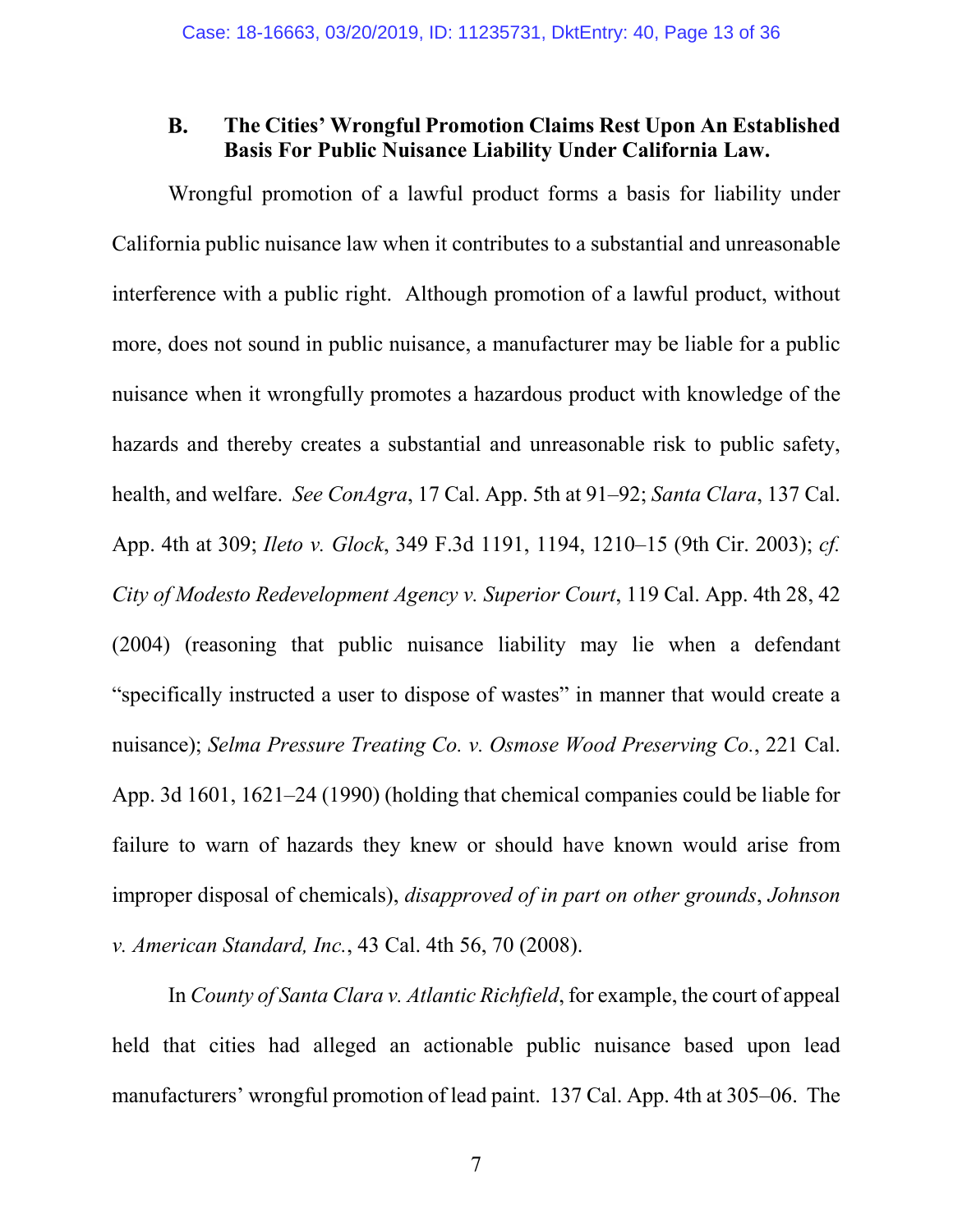### B. The Cities' Wrongful Promotion Claims Rest Upon An Established Basis For Public Nuisance Liability Under California Law.

Wrongful promotion of a lawful product forms a basis for liability under California public nuisance law when it contributes to a substantial and unreasonable interference with a public right. Although promotion of a lawful product, without more, does not sound in public nuisance, a manufacturer may be liable for a public nuisance when it wrongfully promotes a hazardous product with knowledge of the hazards and thereby creates a substantial and unreasonable risk to public safety, health, and welfare. *See ConAgra*, 17 Cal. App. 5th at 91–92; *Santa Clara*, 137 Cal. App. 4th at 309; *Ileto v. Glock*, 349 F.3d 1191, 1194, 1210–15 (9th Cir. 2003); *cf. City of Modesto Redevelopment Agency v. Superior Court*, 119 Cal. App. 4th 28, 42 (2004) (reasoning that public nuisance liability may lie when a defendant "specifically instructed a user to dispose of wastes" in manner that would create a nuisance); *Selma Pressure Treating Co. v. Osmose Wood Preserving Co.*, 221 Cal. App. 3d 1601, 1621–24 (1990) (holding that chemical companies could be liable for failure to warn of hazards they knew or should have known would arise from improper disposal of chemicals), *disapproved of in part on other grounds*, *Johnson v. American Standard, Inc.*, 43 Cal. 4th 56, 70 (2008).

In *County of Santa Clara v. Atlantic Richfield*, for example, the court of appeal held that cities had alleged an actionable public nuisance based upon lead manufacturers' wrongful promotion of lead paint. 137 Cal. App. 4th at 305–06. The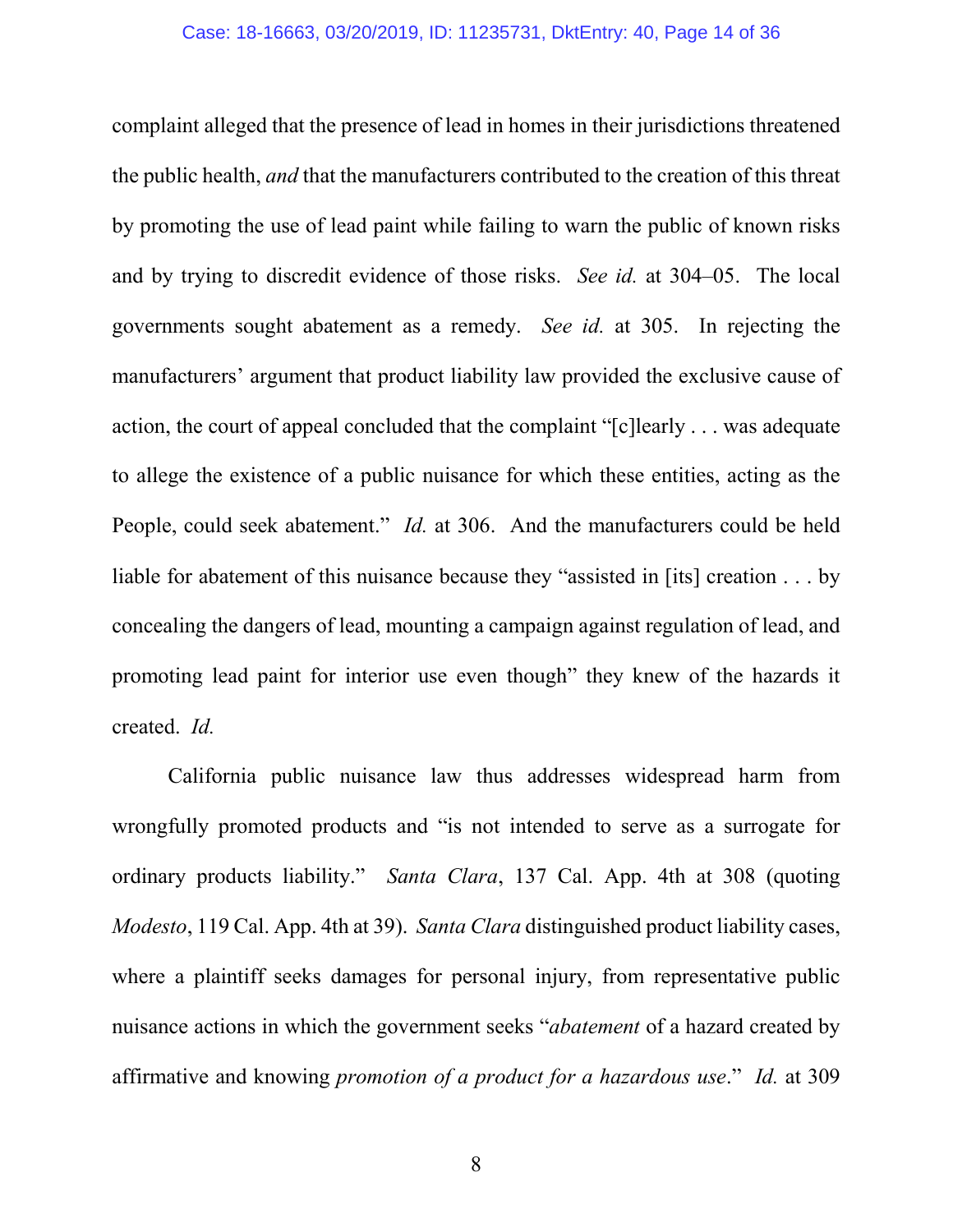complaint alleged that the presence of lead in homes in their jurisdictions threatened the public health, *and* that the manufacturers contributed to the creation of this threat by promoting the use of lead paint while failing to warn the public of known risks and by trying to discredit evidence of those risks. *See id.* at 304–05. The local governments sought abatement as a remedy. *See id.* at 305. In rejecting the manufacturers' argument that product liability law provided the exclusive cause of action, the court of appeal concluded that the complaint "[c]learly . . . was adequate to allege the existence of a public nuisance for which these entities, acting as the People, could seek abatement." *Id.* at 306. And the manufacturers could be held liable for abatement of this nuisance because they "assisted in [its] creation . . . by concealing the dangers of lead, mounting a campaign against regulation of lead, and promoting lead paint for interior use even though" they knew of the hazards it created. *Id.*

California public nuisance law thus addresses widespread harm from wrongfully promoted products and "is not intended to serve as a surrogate for ordinary products liability." *Santa Clara*, 137 Cal. App. 4th at 308 (quoting *Modesto*, 119 Cal. App. 4th at 39). *Santa Clara* distinguished product liability cases, where a plaintiff seeks damages for personal injury, from representative public nuisance actions in which the government seeks "*abatement* of a hazard created by affirmative and knowing *promotion of a product for a hazardous use*." *Id.* at 309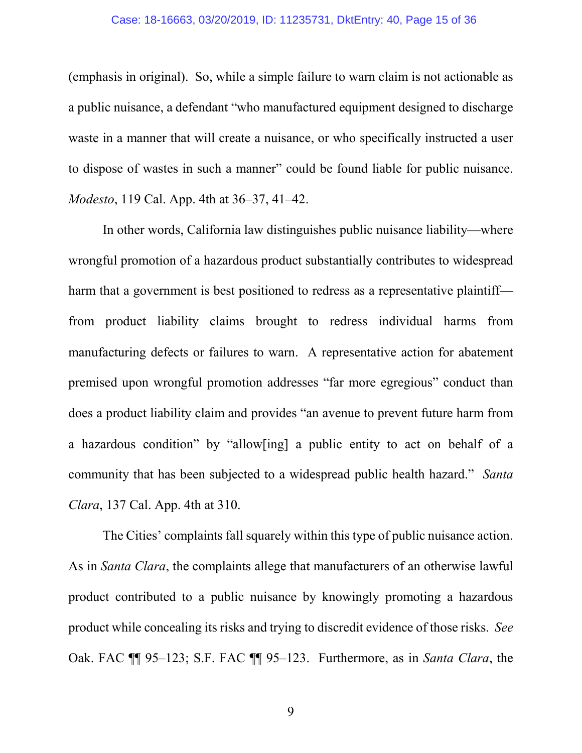(emphasis in original). So, while a simple failure to warn claim is not actionable as a public nuisance, a defendant "who manufactured equipment designed to discharge waste in a manner that will create a nuisance, or who specifically instructed a user to dispose of wastes in such a manner" could be found liable for public nuisance. *Modesto*, 119 Cal. App. 4th at 36–37, 41–42.

In other words, California law distinguishes public nuisance liability—where wrongful promotion of a hazardous product substantially contributes to widespread harm that a government is best positioned to redress as a representative plaintiff—from product liability claims brought to redress individual harms from manufacturing defects or failures to warn. A representative action for abatement premised upon wrongful promotion addresses "far more egregious" conduct than does a product liability claim and provides "an avenue to prevent future harm from a hazardous condition" by "allow[ing] a public entity to act on behalf of a community that has been subjected to a widespread public health hazard." *Santa Clara*, 137 Cal. App. 4th at 310.

The Cities' complaints fall squarely within this type of public nuisance action. As in *Santa Clara*, the complaints allege that manufacturers of an otherwise lawful product contributed to a public nuisance by knowingly promoting a hazardous product while concealing its risks and trying to discredit evidence of those risks. *See* Oak. FAC ¶¶ 95–123; S.F. FAC ¶¶ 95–123. Furthermore, as in *Santa Clara*, the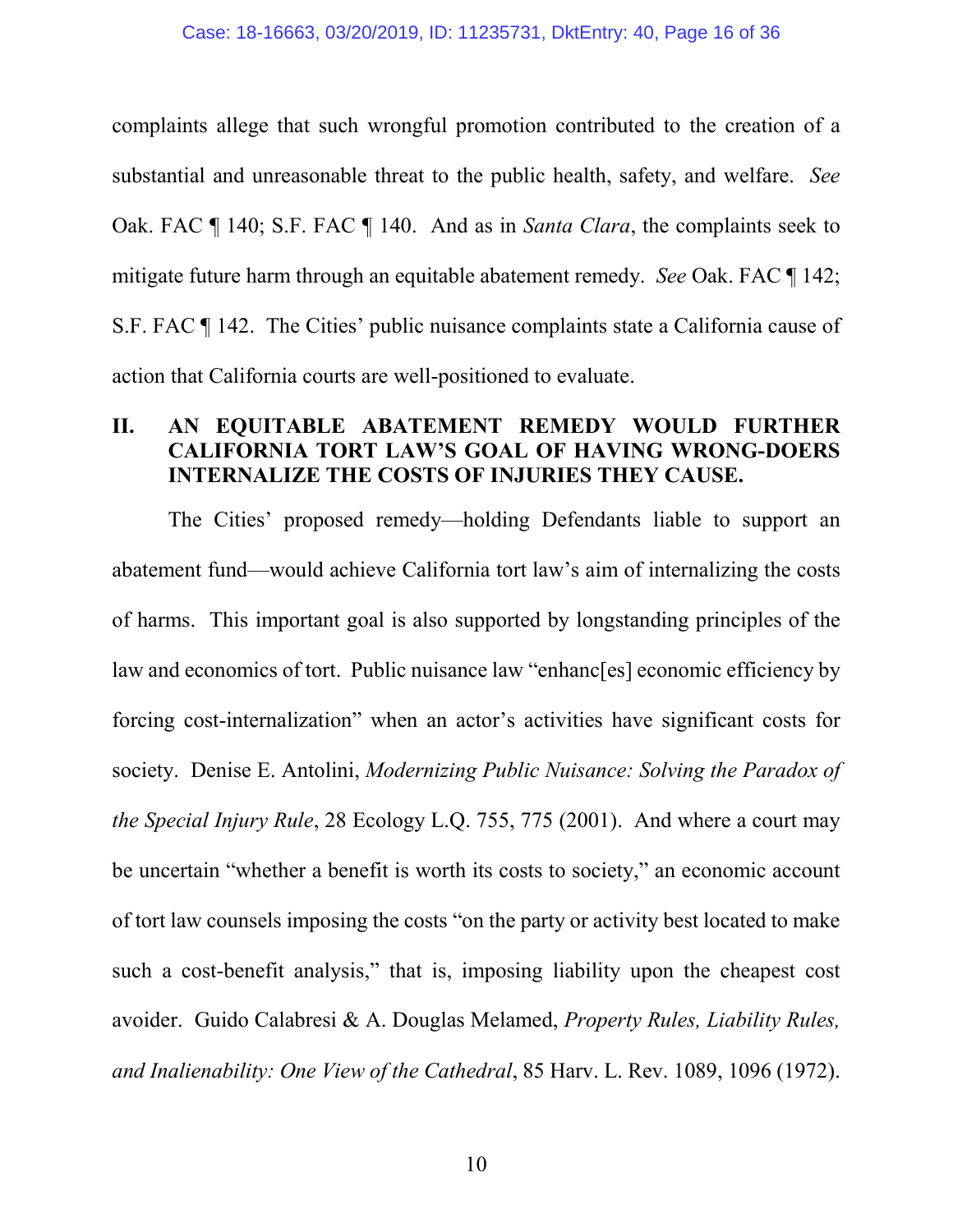complaints allege that such wrongful promotion contributed to the creation of a substantial and unreasonable threat to the public health, safety, and welfare. *See* Oak. FAC ¶ 140; S.F. FAC ¶ 140. And as in *Santa Clara*, the complaints seek to mitigate future harm through an equitable abatement remedy. *See* Oak. FAC ¶ 142; S.F. FAC ¶ 142. The Cities' public nuisance complaints state a California cause of action that California courts are well-positioned to evaluate.

## II. AN EQUITABLE ABATEMENT REMEDY WOULD FURTHER CALIFORNIA TORT LAW'S GOAL OF HAVING WRONG-DOERS INTERNALIZE THE COSTS OF INJURIES THEY CAUSE.

The Cities' proposed remedy—holding Defendants liable to support an abatement fund—would achieve California tort law's aim of internalizing the costs of harms. This important goal is also supported by longstanding principles of the law and economics of tort. Public nuisance law "enhanc[es] economic efficiency by forcing cost-internalization" when an actor's activities have significant costs for society. Denise E. Antolini, *Modernizing Public Nuisance: Solving the Paradox of the Special Injury Rule*, 28 Ecology L.Q. 755, 775 (2001). And where a court may be uncertain "whether a benefit is worth its costs to society," an economic account of tort law counsels imposing the costs "on the party or activity best located to make such a cost-benefit analysis," that is, imposing liability upon the cheapest cost avoider. Guido Calabresi & A. Douglas Melamed, *Property Rules, Liability Rules, and Inalienability: One View of the Cathedral*, 85 Harv. L. Rev. 1089, 1096 (1972).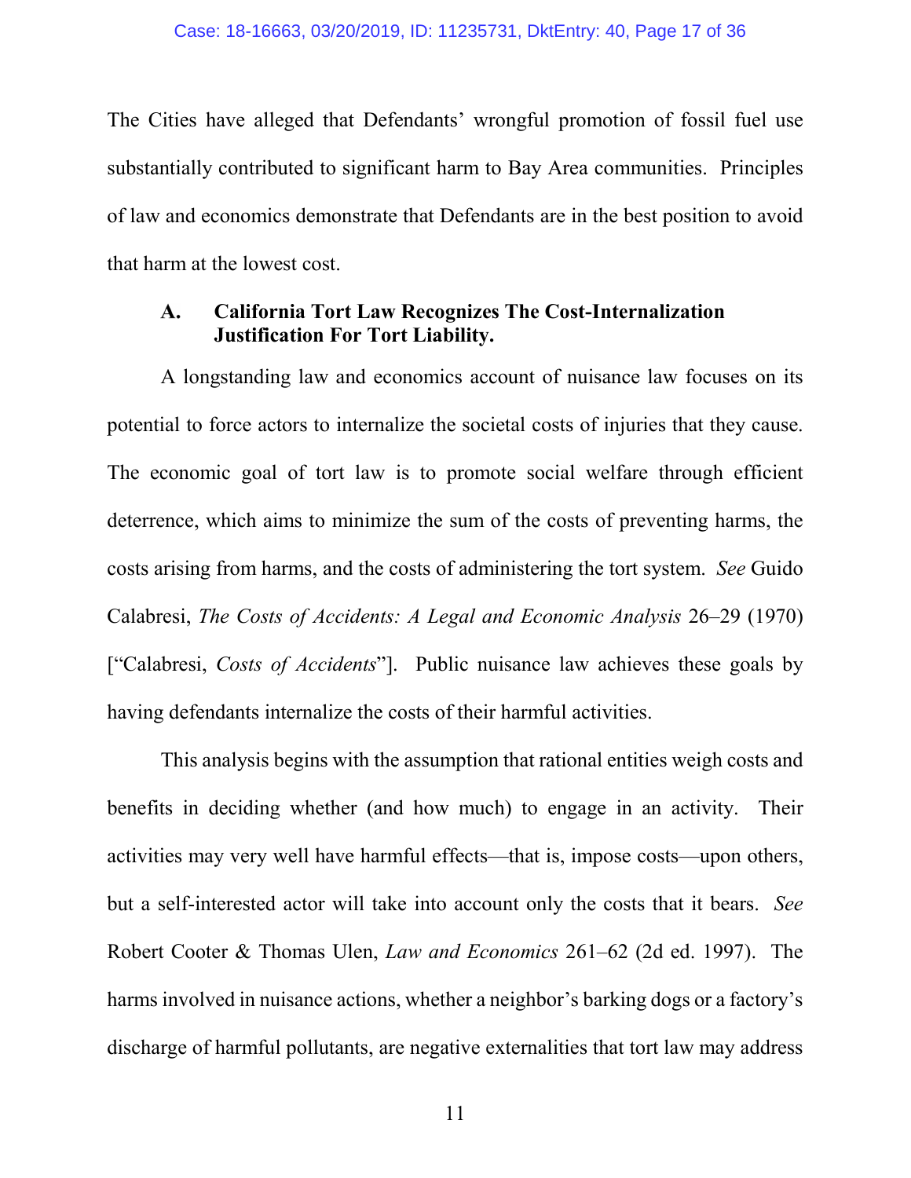The Cities have alleged that Defendants' wrongful promotion of fossil fuel use substantially contributed to significant harm to Bay Area communities. Principles of law and economics demonstrate that Defendants are in the best position to avoid that harm at the lowest cost.

### A. California Tort Law Recognizes The Cost-Internalization Justification For Tort Liability.

A longstanding law and economics account of nuisance law focuses on its potential to force actors to internalize the societal costs of injuries that they cause. The economic goal of tort law is to promote social welfare through efficient deterrence, which aims to minimize the sum of the costs of preventing harms, the costs arising from harms, and the costs of administering the tort system. *See* Guido Calabresi, *The Costs of Accidents: A Legal and Economic Analysis* 26–29 (1970) ["Calabresi, *Costs of Accidents*"]. Public nuisance law achieves these goals by having defendants internalize the costs of their harmful activities.

This analysis begins with the assumption that rational entities weigh costs and benefits in deciding whether (and how much) to engage in an activity. Their activities may very well have harmful effects—that is, impose costs—upon others, but a self-interested actor will take into account only the costs that it bears. *See* Robert Cooter & Thomas Ulen, *Law and Economics* 261–62 (2d ed. 1997). The harms involved in nuisance actions, whether a neighbor's barking dogs or a factory's discharge of harmful pollutants, are negative externalities that tort law may address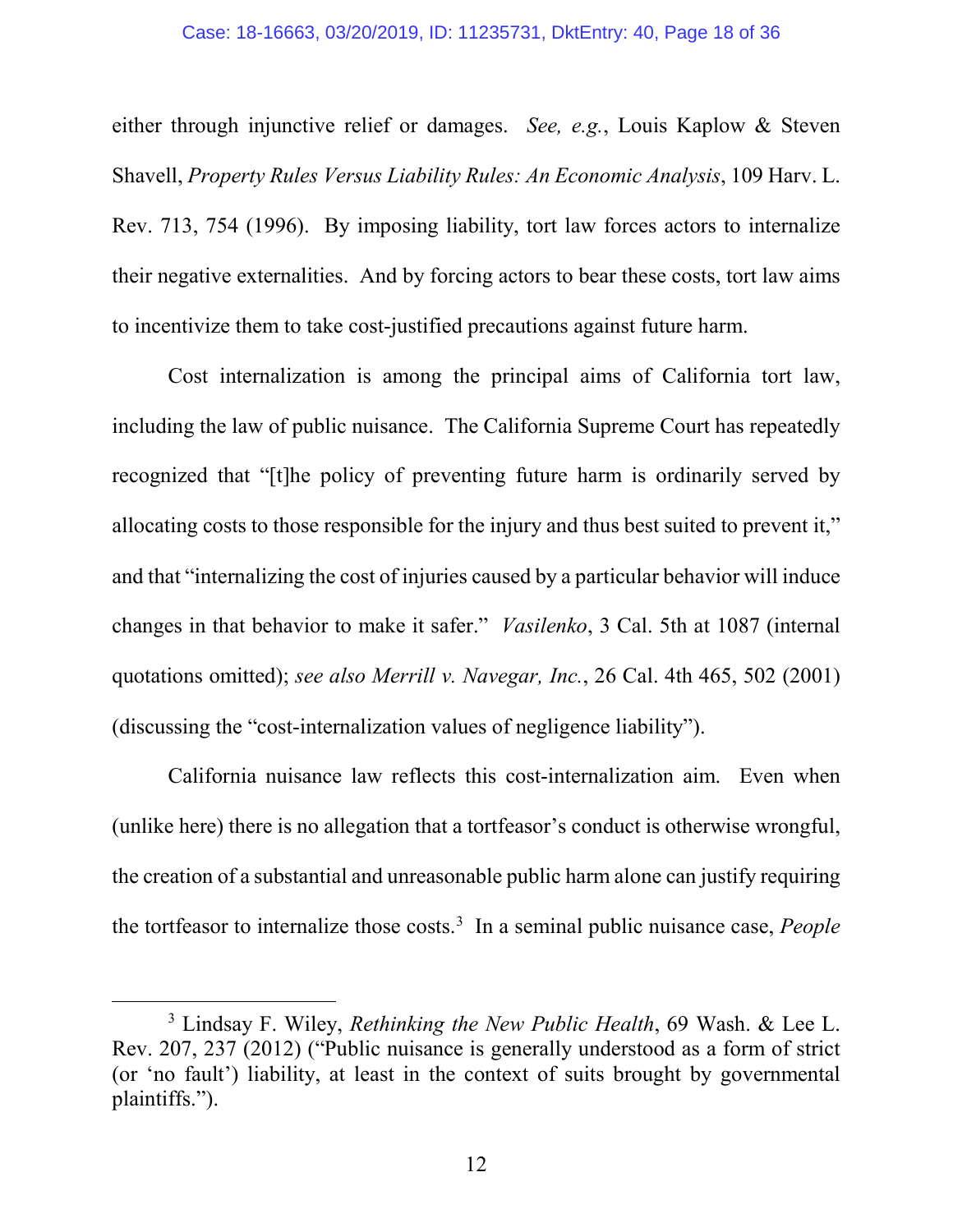either through injunctive relief or damages. *See, e.g.*, Louis Kaplow & Steven Shavell, *Property Rules Versus Liability Rules: An Economic Analysis*, 109 Harv. L. Rev. 713, 754 (1996). By imposing liability, tort law forces actors to internalize their negative externalities. And by forcing actors to bear these costs, tort law aims to incentivize them to take cost-justified precautions against future harm.

Cost internalization is among the principal aims of California tort law, including the law of public nuisance. The California Supreme Court has repeatedly recognized that "[t]he policy of preventing future harm is ordinarily served by allocating costs to those responsible for the injury and thus best suited to prevent it," and that "internalizing the cost of injuries caused by a particular behavior will induce changes in that behavior to make it safer." *Vasilenko*, 3 Cal. 5th at 1087 (internal quotations omitted); *see also Merrill v. Navegar, Inc.*, 26 Cal. 4th 465, 502 (2001) (discussing the "cost-internalization values of negligence liability").

California nuisance law reflects this cost-internalization aim. Even when (unlike here) there is no allegation that a tortfeasor's conduct is otherwise wrongful, the creation of a substantial and unreasonable public harm alone can justify requiring the tortfeasor to internalize those costs.[3] In a seminal public nuisance case, *People*

---

[3] Lindsay F. Wiley, *Rethinking the New Public Health*, 69 Wash. & Lee L. Rev. 207, 237 (2012) ("Public nuisance is generally understood as a form of strict (or 'no fault') liability, at least in the context of suits brought by governmental plaintiffs.").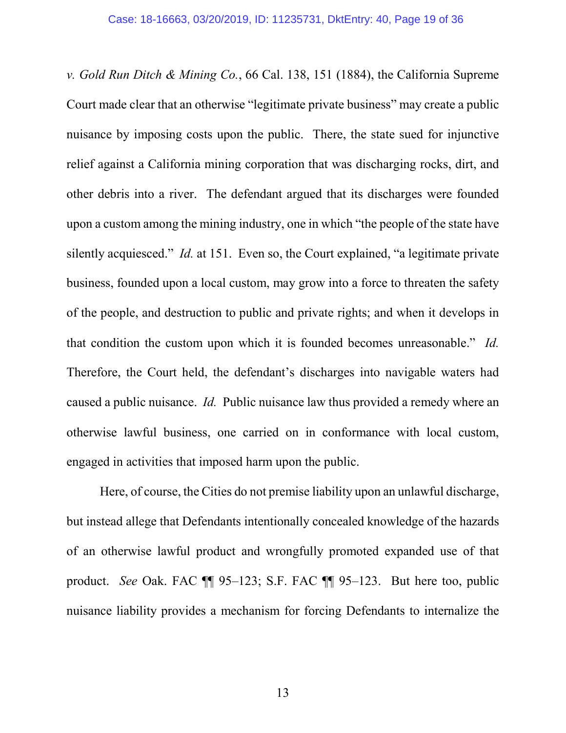*v. Gold Run Ditch & Mining Co.*, 66 Cal. 138, 151 (1884), the California Supreme Court made clear that an otherwise "legitimate private business" may create a public nuisance by imposing costs upon the public. There, the state sued for injunctive relief against a California mining corporation that was discharging rocks, dirt, and other debris into a river. The defendant argued that its discharges were founded upon a custom among the mining industry, one in which "the people of the state have silently acquiesced." *Id.* at 151. Even so, the Court explained, "a legitimate private business, founded upon a local custom, may grow into a force to threaten the safety of the people, and destruction to public and private rights; and when it develops in that condition the custom upon which it is founded becomes unreasonable." *Id.* Therefore, the Court held, the defendant's discharges into navigable waters had caused a public nuisance. *Id.* Public nuisance law thus provided a remedy where an otherwise lawful business, one carried on in conformance with local custom, engaged in activities that imposed harm upon the public.

Here, of course, the Cities do not premise liability upon an unlawful discharge, but instead allege that Defendants intentionally concealed knowledge of the hazards of an otherwise lawful product and wrongfully promoted expanded use of that product. *See* Oak. FAC ¶¶ 95–123; S.F. FAC ¶¶ 95–123. But here too, public nuisance liability provides a mechanism for forcing Defendants to internalize the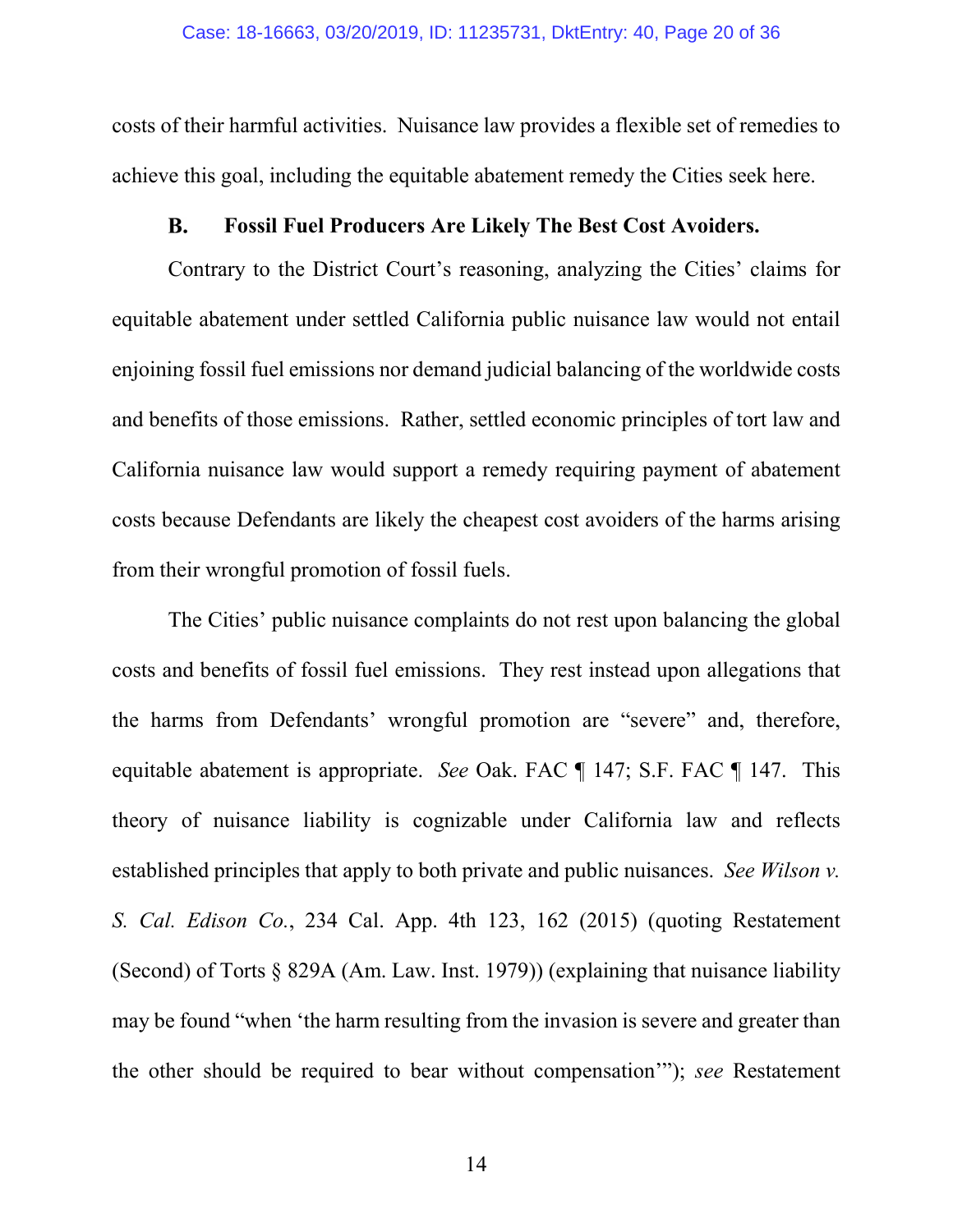costs of their harmful activities. Nuisance law provides a flexible set of remedies to achieve this goal, including the equitable abatement remedy the Cities seek here.

### B. Fossil Fuel Producers Are Likely The Best Cost Avoiders.

Contrary to the District Court's reasoning, analyzing the Cities' claims for equitable abatement under settled California public nuisance law would not entail enjoining fossil fuel emissions nor demand judicial balancing of the worldwide costs and benefits of those emissions. Rather, settled economic principles of tort law and California nuisance law would support a remedy requiring payment of abatement costs because Defendants are likely the cheapest cost avoiders of the harms arising from their wrongful promotion of fossil fuels.

The Cities' public nuisance complaints do not rest upon balancing the global costs and benefits of fossil fuel emissions. They rest instead upon allegations that the harms from Defendants' wrongful promotion are "severe" and, therefore, equitable abatement is appropriate. *See* Oak. FAC ¶ 147; S.F. FAC ¶ 147. This theory of nuisance liability is cognizable under California law and reflects established principles that apply to both private and public nuisances. *See Wilson v. S. Cal. Edison Co.*, 234 Cal. App. 4th 123, 162 (2015) (quoting Restatement (Second) of Torts § 829A (Am. Law. Inst. 1979)) (explaining that nuisance liability may be found "when 'the harm resulting from the invasion is severe and greater than the other should be required to bear without compensation'"); *see* Restatement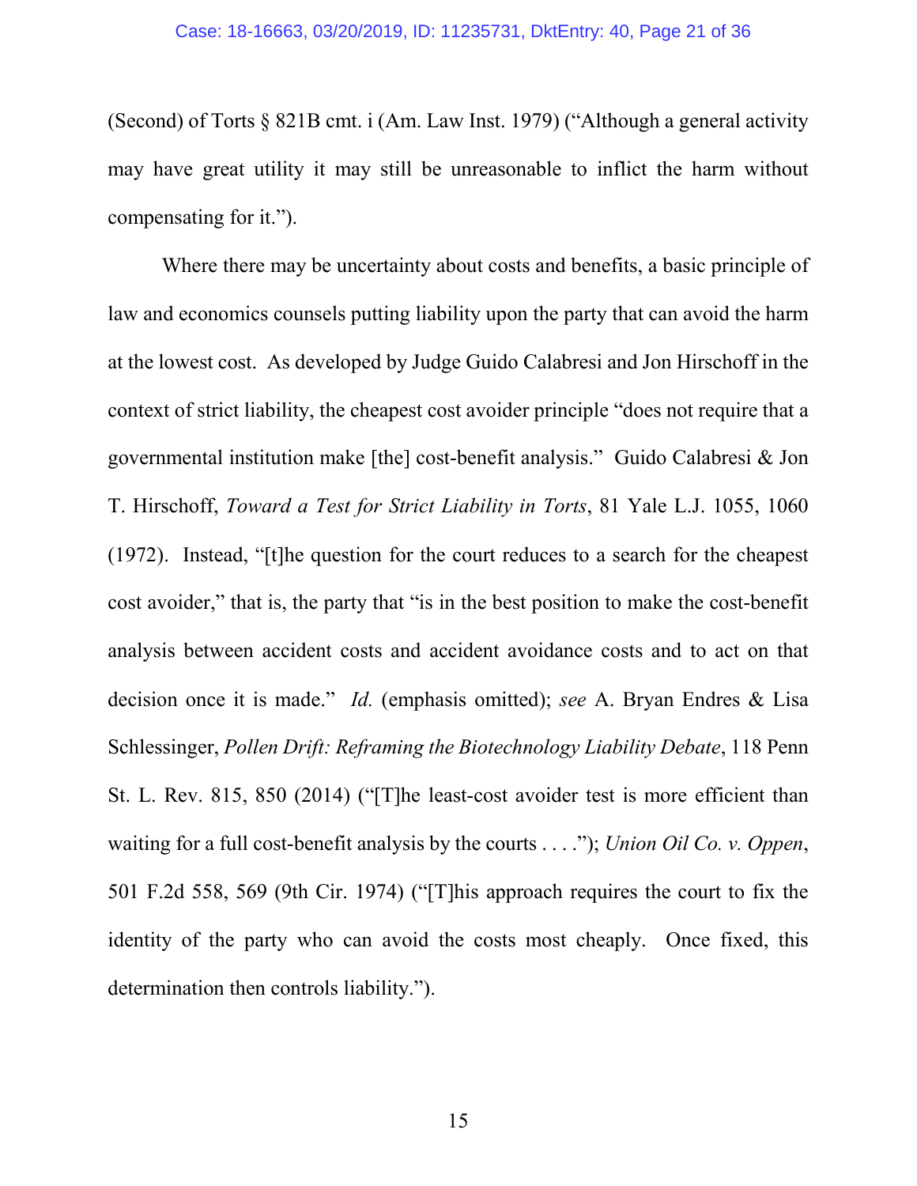(Second) of Torts § 821B cmt. i (Am. Law Inst. 1979) ("Although a general activity may have great utility it may still be unreasonable to inflict the harm without compensating for it.").

Where there may be uncertainty about costs and benefits, a basic principle of law and economics counsels putting liability upon the party that can avoid the harm at the lowest cost. As developed by Judge Guido Calabresi and Jon Hirschoff in the context of strict liability, the cheapest cost avoider principle "does not require that a governmental institution make [the] cost-benefit analysis." Guido Calabresi & Jon T. Hirschoff, *Toward a Test for Strict Liability in Torts*, 81 Yale L.J. 1055, 1060 (1972). Instead, "[t]he question for the court reduces to a search for the cheapest cost avoider," that is, the party that "is in the best position to make the cost-benefit analysis between accident costs and accident avoidance costs and to act on that decision once it is made." *Id.* (emphasis omitted); *see* A. Bryan Endres & Lisa Schlessinger, *Pollen Drift: Reframing the Biotechnology Liability Debate*, 118 Penn St. L. Rev. 815, 850 (2014) ("[T]he least-cost avoider test is more efficient than waiting for a full cost-benefit analysis by the courts . . . ."); *Union Oil Co. v. Oppen*, 501 F.2d 558, 569 (9th Cir. 1974) ("[T]his approach requires the court to fix the identity of the party who can avoid the costs most cheaply. Once fixed, this determination then controls liability.").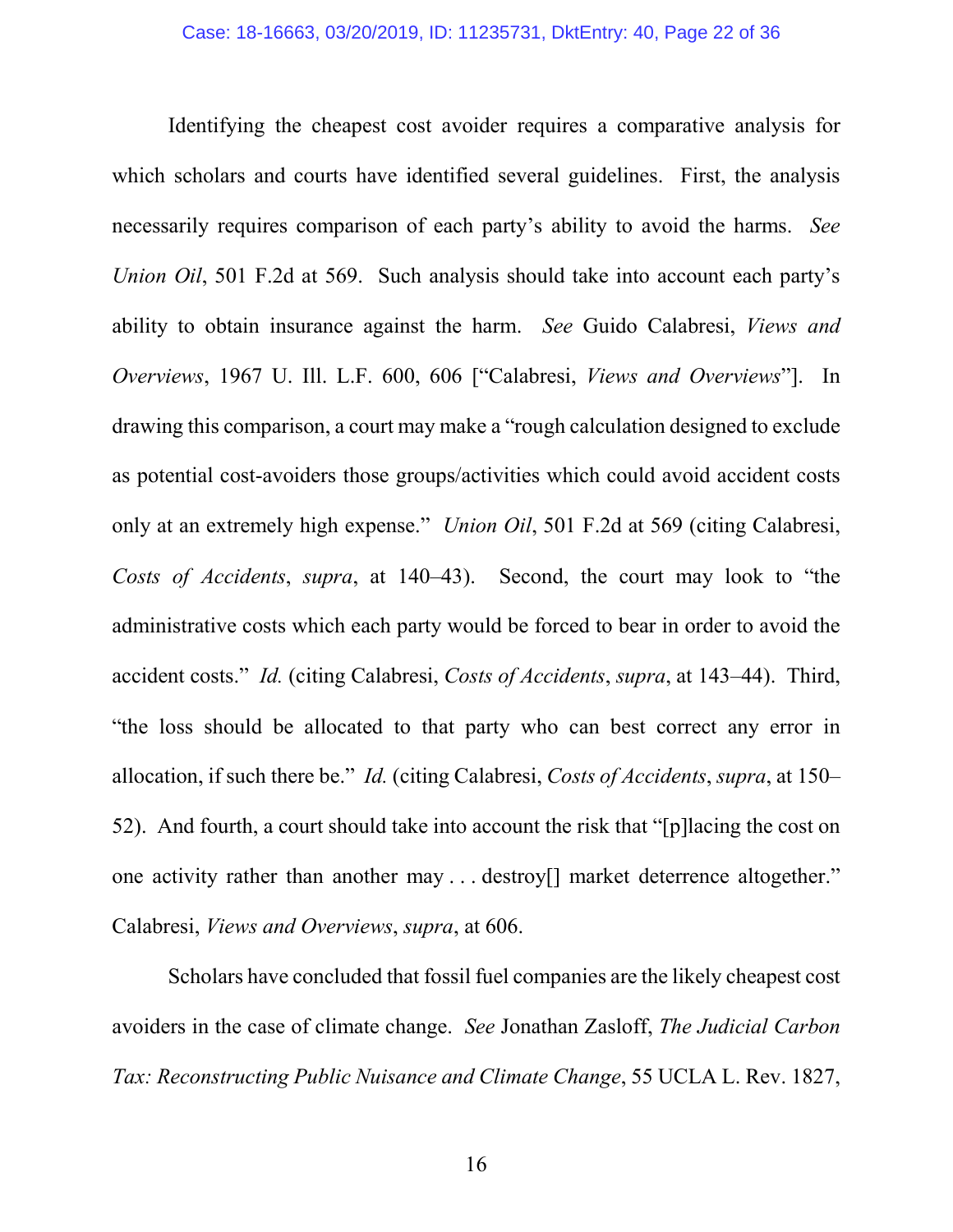Identifying the cheapest cost avoider requires a comparative analysis for which scholars and courts have identified several guidelines. First, the analysis necessarily requires comparison of each party's ability to avoid the harms. *See* *Union Oil*, 501 F.2d at 569. Such analysis should take into account each party's ability to obtain insurance against the harm. *See* Guido Calabresi, *Views and Overviews*, 1967 U. Ill. L.F. 600, 606 ["Calabresi, *Views and Overviews*"]. In drawing this comparison, a court may make a "rough calculation designed to exclude as potential cost-avoiders those groups/activities which could avoid accident costs only at an extremely high expense." *Union Oil*, 501 F.2d at 569 (citing Calabresi, *Costs of Accidents*, *supra*, at 140–43). Second, the court may look to "the administrative costs which each party would be forced to bear in order to avoid the accident costs." *Id.* (citing Calabresi, *Costs of Accidents*, *supra*, at 143–44). Third, "the loss should be allocated to that party who can best correct any error in allocation, if such there be." *Id.* (citing Calabresi, *Costs of Accidents*, *supra*, at 150–52). And fourth, a court should take into account the risk that "[p]lacing the cost on one activity rather than another may . . . destroy[] market deterrence altogether." Calabresi, *Views and Overviews*, *supra*, at 606.

Scholars have concluded that fossil fuel companies are the likely cheapest cost avoiders in the case of climate change. *See* Jonathan Zasloff, *The Judicial Carbon Tax: Reconstructing Public Nuisance and Climate Change*, 55 UCLA L. Rev. 1827,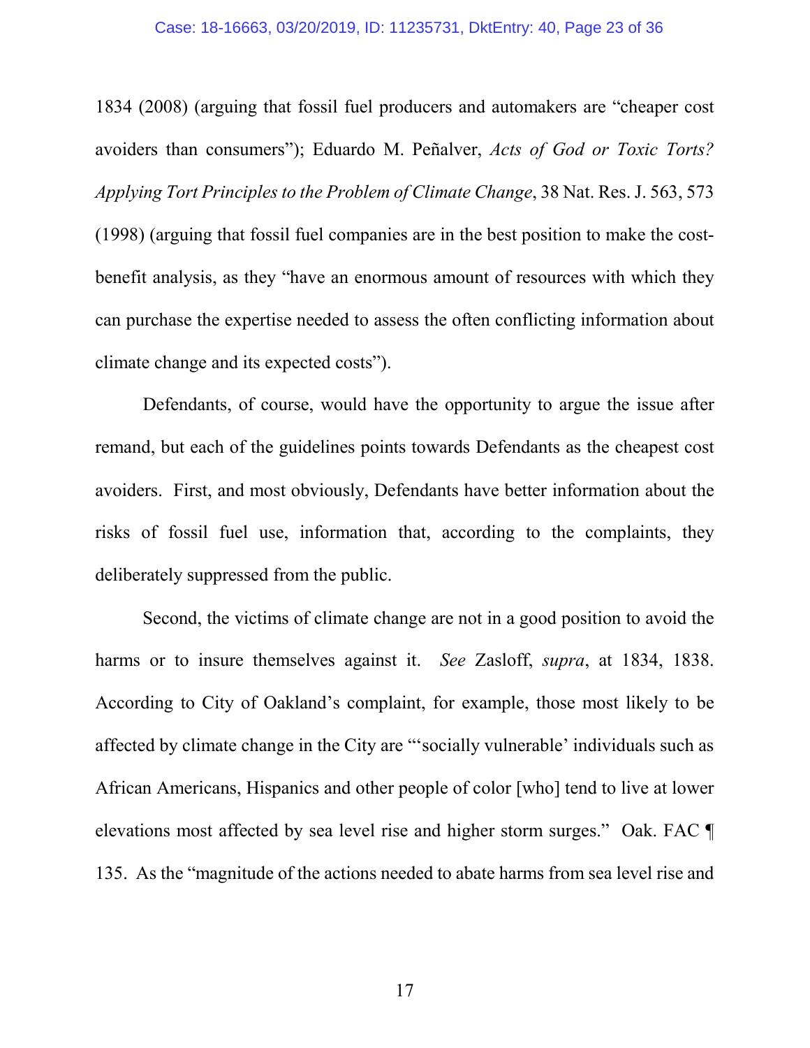1834 (2008) (arguing that fossil fuel producers and automakers are "cheaper cost avoiders than consumers"); Eduardo M. Peñalver, *Acts of God or Toxic Torts? Applying Tort Principles to the Problem of Climate Change*, 38 Nat. Res. J. 563, 573 (1998) (arguing that fossil fuel companies are in the best position to make the cost-benefit analysis, as they "have an enormous amount of resources with which they can purchase the expertise needed to assess the often conflicting information about climate change and its expected costs").

Defendants, of course, would have the opportunity to argue the issue after remand, but each of the guidelines points towards Defendants as the cheapest cost avoiders. First, and most obviously, Defendants have better information about the risks of fossil fuel use, information that, according to the complaints, they deliberately suppressed from the public.

Second, the victims of climate change are not in a good position to avoid the harms or to insure themselves against it. *See* Zasloff, *supra*, at 1834, 1838. According to City of Oakland's complaint, for example, those most likely to be affected by climate change in the City are "'socially vulnerable' individuals such as African Americans, Hispanics and other people of color [who] tend to live at lower elevations most affected by sea level rise and higher storm surges." Oak. FAC ¶ 135. As the "magnitude of the actions needed to abate harms from sea level rise and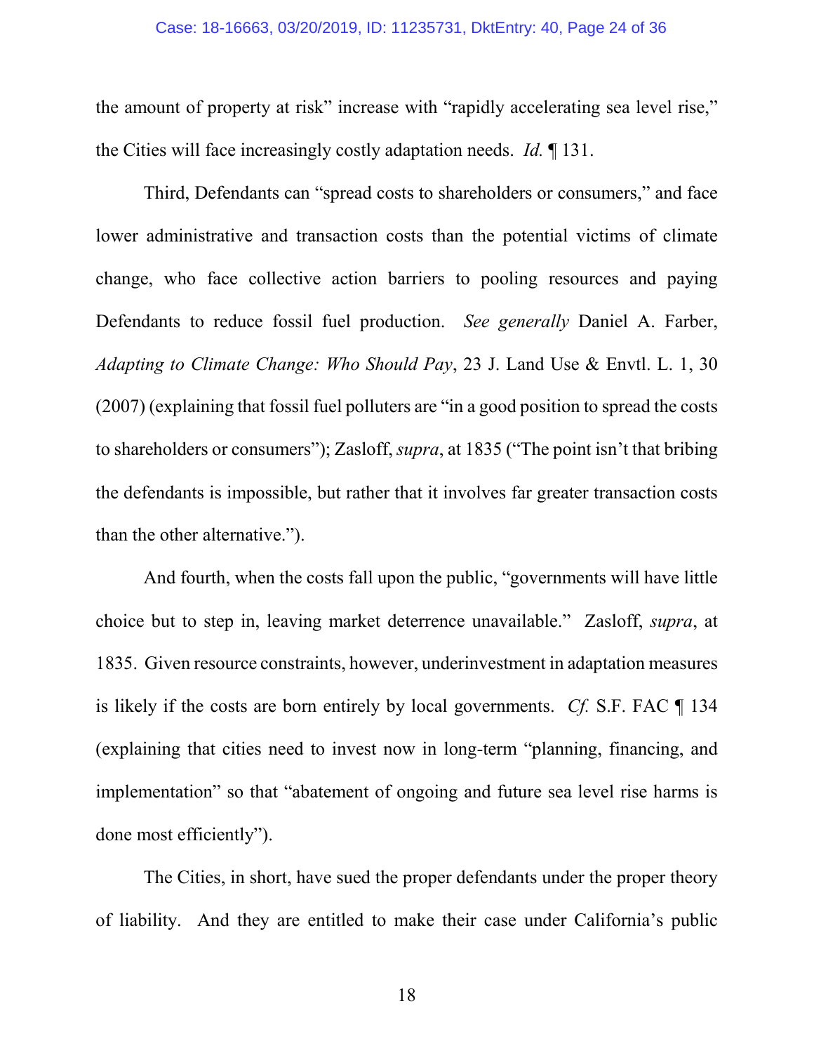the amount of property at risk" increase with "rapidly accelerating sea level rise," the Cities will face increasingly costly adaptation needs. *Id.* ¶ 131.

Third, Defendants can "spread costs to shareholders or consumers," and face lower administrative and transaction costs than the potential victims of climate change, who face collective action barriers to pooling resources and paying Defendants to reduce fossil fuel production. *See generally* Daniel A. Farber, *Adapting to Climate Change: Who Should Pay*, 23 J. Land Use & Envtl. L. 1, 30 (2007) (explaining that fossil fuel polluters are "in a good position to spread the costs to shareholders or consumers"); Zasloff, *supra*, at 1835 ("The point isn't that bribing the defendants is impossible, but rather that it involves far greater transaction costs than the other alternative.").

And fourth, when the costs fall upon the public, "governments will have little choice but to step in, leaving market deterrence unavailable." Zasloff, *supra*, at 1835. Given resource constraints, however, underinvestment in adaptation measures is likely if the costs are born entirely by local governments. *Cf.* S.F. FAC ¶ 134 (explaining that cities need to invest now in long-term "planning, financing, and implementation" so that "abatement of ongoing and future sea level rise harms is done most efficiently").

The Cities, in short, have sued the proper defendants under the proper theory of liability. And they are entitled to make their case under California's public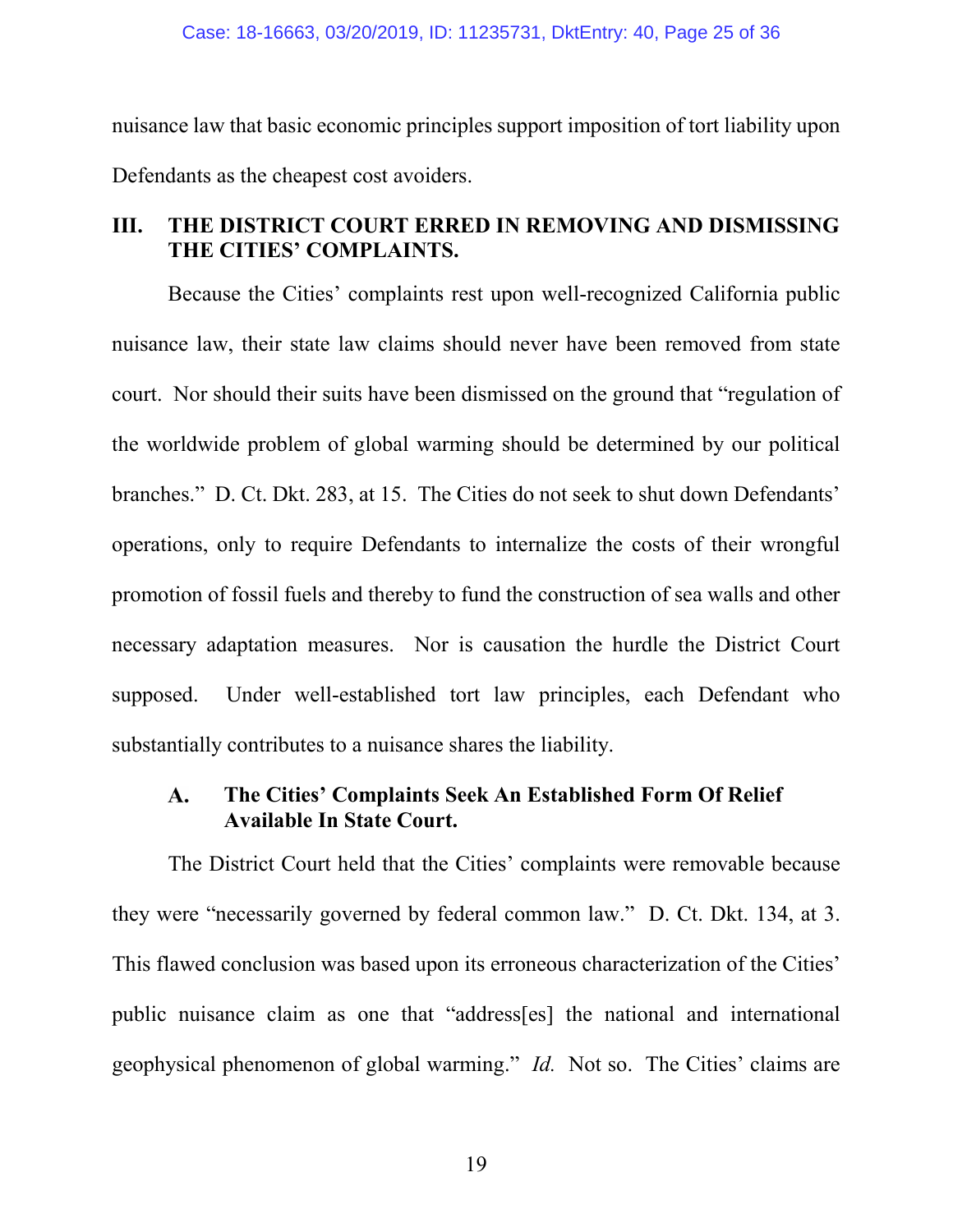nuisance law that basic economic principles support imposition of tort liability upon Defendants as the cheapest cost avoiders.

## III. THE DISTRICT COURT ERRED IN REMOVING AND DISMISSING THE CITIES' COMPLAINTS.

Because the Cities' complaints rest upon well-recognized California public nuisance law, their state law claims should never have been removed from state court. Nor should their suits have been dismissed on the ground that "regulation of the worldwide problem of global warming should be determined by our political branches." D. Ct. Dkt. 283, at 15. The Cities do not seek to shut down Defendants' operations, only to require Defendants to internalize the costs of their wrongful promotion of fossil fuels and thereby to fund the construction of sea walls and other necessary adaptation measures. Nor is causation the hurdle the District Court supposed. Under well-established tort law principles, each Defendant who substantially contributes to a nuisance shares the liability.

### A. The Cities' Complaints Seek An Established Form Of Relief Available In State Court.

The District Court held that the Cities' complaints were removable because they were "necessarily governed by federal common law." D. Ct. Dkt. 134, at 3. This flawed conclusion was based upon its erroneous characterization of the Cities' public nuisance claim as one that "address[es] the national and international geophysical phenomenon of global warming." *Id.* Not so. The Cities' claims are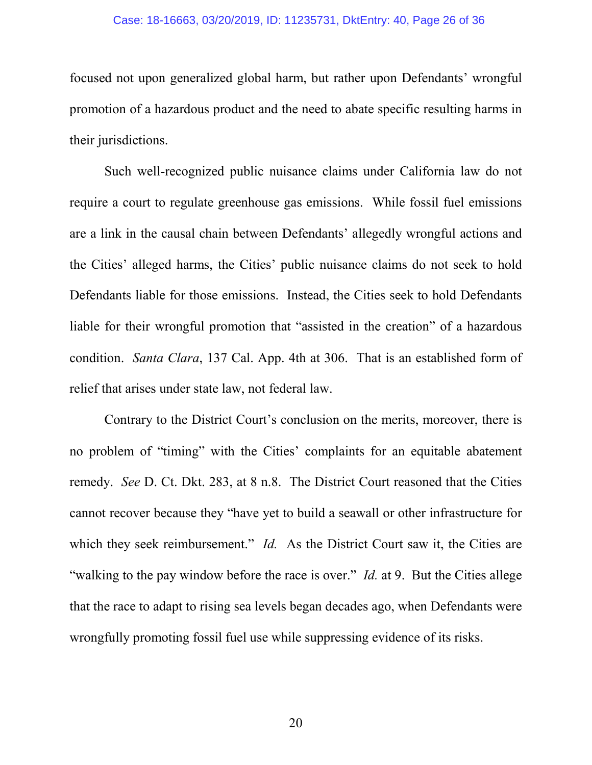focused not upon generalized global harm, but rather upon Defendants' wrongful promotion of a hazardous product and the need to abate specific resulting harms in their jurisdictions.

Such well-recognized public nuisance claims under California law do not require a court to regulate greenhouse gas emissions. While fossil fuel emissions are a link in the causal chain between Defendants' allegedly wrongful actions and the Cities' alleged harms, the Cities' public nuisance claims do not seek to hold Defendants liable for those emissions. Instead, the Cities seek to hold Defendants liable for their wrongful promotion that "assisted in the creation" of a hazardous condition. *Santa Clara*, 137 Cal. App. 4th at 306. That is an established form of relief that arises under state law, not federal law.

Contrary to the District Court's conclusion on the merits, moreover, there is no problem of "timing" with the Cities' complaints for an equitable abatement remedy. *See* D. Ct. Dkt. 283, at 8 n.8. The District Court reasoned that the Cities cannot recover because they "have yet to build a seawall or other infrastructure for which they seek reimbursement." *Id.* As the District Court saw it, the Cities are "walking to the pay window before the race is over." *Id.* at 9. But the Cities allege that the race to adapt to rising sea levels began decades ago, when Defendants were wrongfully promoting fossil fuel use while suppressing evidence of its risks.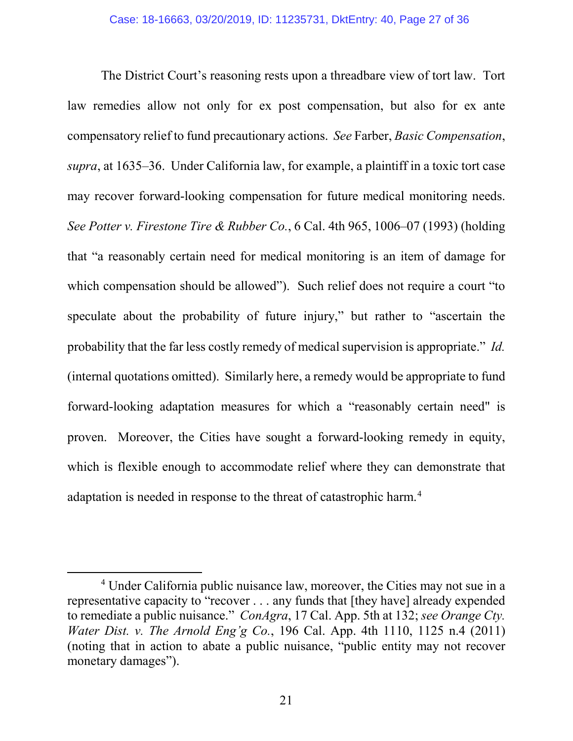The District Court's reasoning rests upon a threadbare view of tort law. Tort law remedies allow not only for ex post compensation, but also for ex ante compensatory relief to fund precautionary actions. *See* Farber, *Basic Compensation*, *supra*, at 1635–36. Under California law, for example, a plaintiff in a toxic tort case may recover forward-looking compensation for future medical monitoring needs. *See Potter v. Firestone Tire & Rubber Co.*, 6 Cal. 4th 965, 1006–07 (1993) (holding that "a reasonably certain need for medical monitoring is an item of damage for which compensation should be allowed"). Such relief does not require a court "to speculate about the probability of future injury," but rather to "ascertain the probability that the far less costly remedy of medical supervision is appropriate." *Id.* (internal quotations omitted). Similarly here, a remedy would be appropriate to fund forward-looking adaptation measures for which a "reasonably certain need" is proven. Moreover, the Cities have sought a forward-looking remedy in equity, which is flexible enough to accommodate relief where they can demonstrate that adaptation is needed in response to the threat of catastrophic harm.[4]

---

[4] Under California public nuisance law, moreover, the Cities may not sue in a representative capacity to "recover . . . any funds that [they have] already expended to remediate a public nuisance." *ConAgra*, 17 Cal. App. 5th at 132; *see Orange Cty. Water Dist. v. The Arnold Eng'g Co.*, 196 Cal. App. 4th 1110, 1125 n.4 (2011) (noting that in action to abate a public nuisance, "public entity may not recover monetary damages").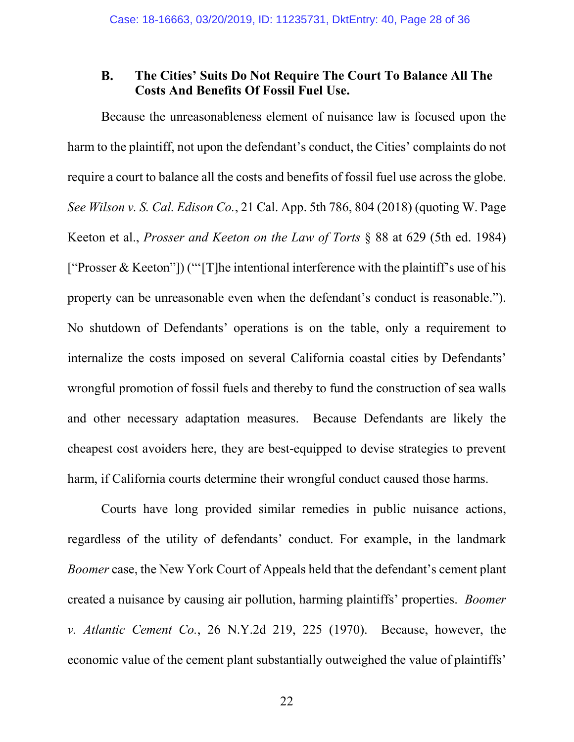### B. The Cities' Suits Do Not Require The Court To Balance All The Costs And Benefits Of Fossil Fuel Use.

Because the unreasonableness element of nuisance law is focused upon the harm to the plaintiff, not upon the defendant's conduct, the Cities' complaints do not require a court to balance all the costs and benefits of fossil fuel use across the globe. *See Wilson v. S. Cal. Edison Co.*, 21 Cal. App. 5th 786, 804 (2018) (quoting W. Page Keeton et al., *Prosser and Keeton on the Law of Torts* § 88 at 629 (5th ed. 1984) ["Prosser & Keeton"]) ("'[T]he intentional interference with the plaintiff's use of his property can be unreasonable even when the defendant's conduct is reasonable."). No shutdown of Defendants' operations is on the table, only a requirement to internalize the costs imposed on several California coastal cities by Defendants' wrongful promotion of fossil fuels and thereby to fund the construction of sea walls and other necessary adaptation measures. Because Defendants are likely the cheapest cost avoiders here, they are best-equipped to devise strategies to prevent harm, if California courts determine their wrongful conduct caused those harms.

Courts have long provided similar remedies in public nuisance actions, regardless of the utility of defendants' conduct. For example, in the landmark *Boomer* case, the New York Court of Appeals held that the defendant's cement plant created a nuisance by causing air pollution, harming plaintiffs' properties. *Boomer v. Atlantic Cement Co.*, 26 N.Y.2d 219, 225 (1970). Because, however, the economic value of the cement plant substantially outweighed the value of plaintiffs'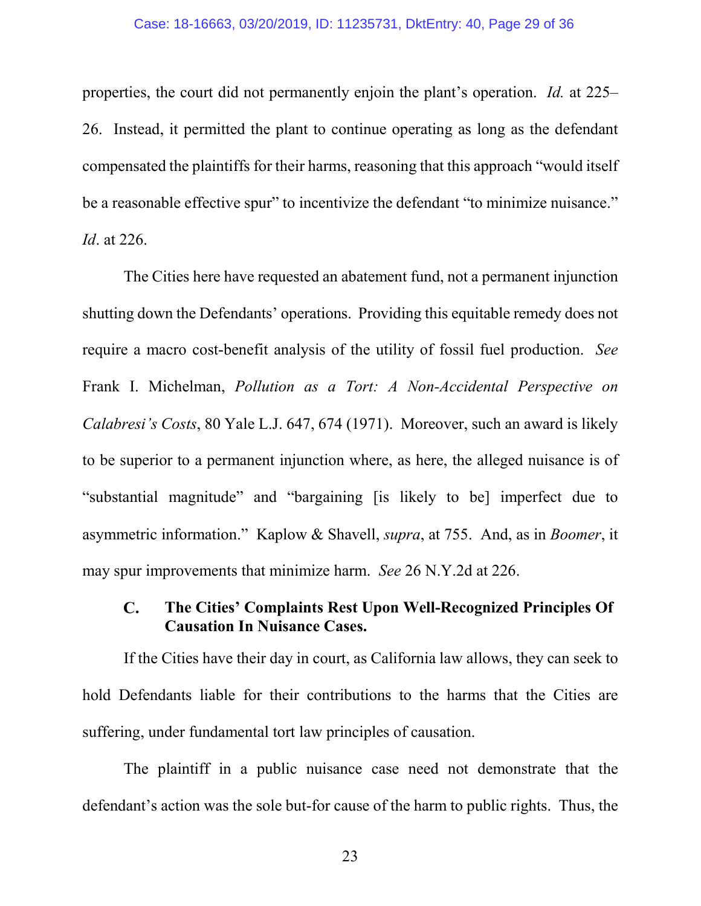properties, the court did not permanently enjoin the plant's operation. *Id.* at 225–26. Instead, it permitted the plant to continue operating as long as the defendant compensated the plaintiffs for their harms, reasoning that this approach "would itself be a reasonable effective spur" to incentivize the defendant "to minimize nuisance." *Id*. at 226.

The Cities here have requested an abatement fund, not a permanent injunction shutting down the Defendants' operations. Providing this equitable remedy does not require a macro cost-benefit analysis of the utility of fossil fuel production. *See* Frank I. Michelman, *Pollution as a Tort: A Non-Accidental Perspective on Calabresi's Costs*, 80 Yale L.J. 647, 674 (1971). Moreover, such an award is likely to be superior to a permanent injunction where, as here, the alleged nuisance is of "substantial magnitude" and "bargaining [is likely to be] imperfect due to asymmetric information." Kaplow & Shavell, *supra*, at 755. And, as in *Boomer*, it may spur improvements that minimize harm. *See* 26 N.Y.2d at 226.

### C. The Cities' Complaints Rest Upon Well-Recognized Principles Of Causation In Nuisance Cases.

If the Cities have their day in court, as California law allows, they can seek to hold Defendants liable for their contributions to the harms that the Cities are suffering, under fundamental tort law principles of causation.

The plaintiff in a public nuisance case need not demonstrate that the defendant's action was the sole but-for cause of the harm to public rights. Thus, the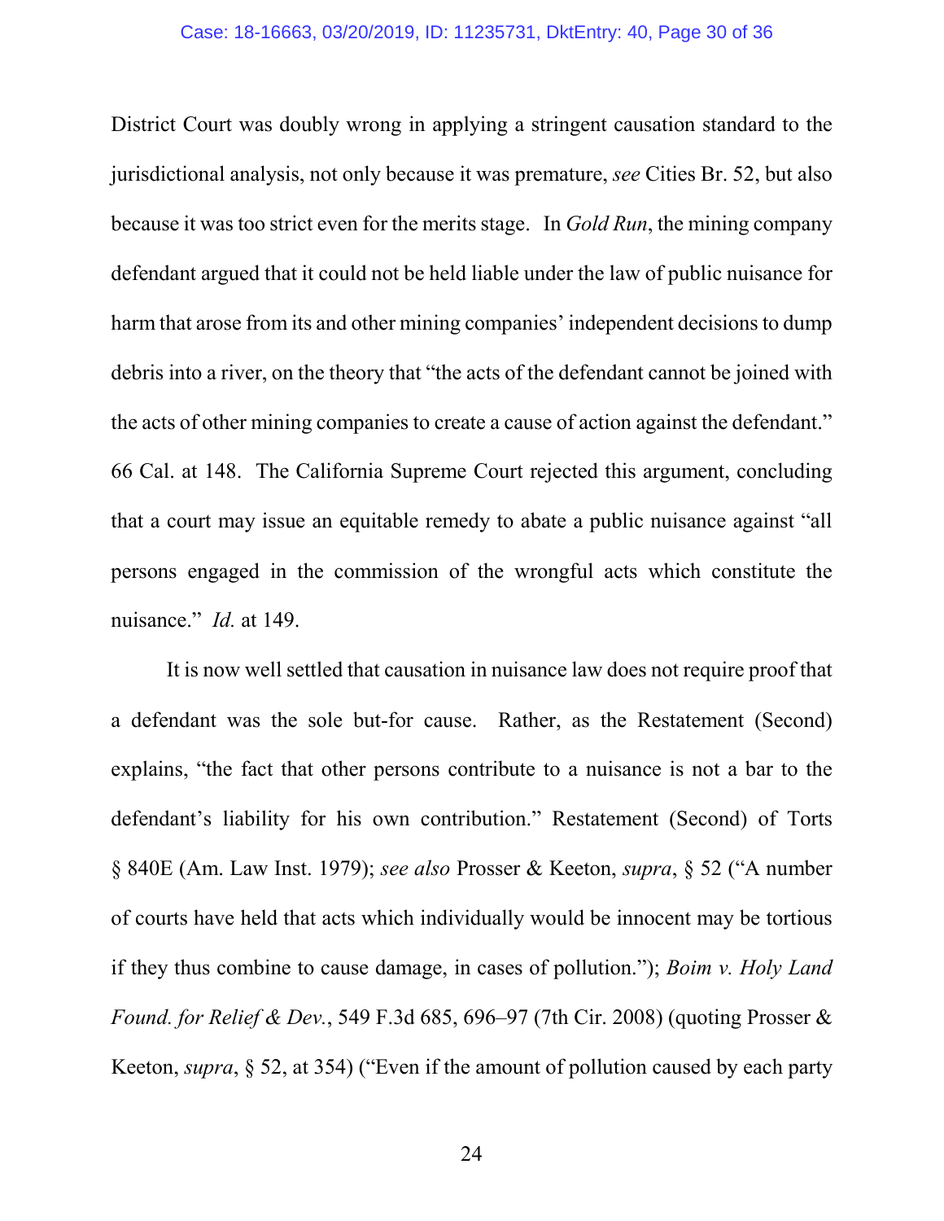District Court was doubly wrong in applying a stringent causation standard to the jurisdictional analysis, not only because it was premature, *see* Cities Br. 52, but also because it was too strict even for the merits stage. In *Gold Run*, the mining company defendant argued that it could not be held liable under the law of public nuisance for harm that arose from its and other mining companies' independent decisions to dump debris into a river, on the theory that "the acts of the defendant cannot be joined with the acts of other mining companies to create a cause of action against the defendant." 66 Cal. at 148. The California Supreme Court rejected this argument, concluding that a court may issue an equitable remedy to abate a public nuisance against "all persons engaged in the commission of the wrongful acts which constitute the nuisance." *Id.* at 149.

It is now well settled that causation in nuisance law does not require proof that a defendant was the sole but-for cause. Rather, as the Restatement (Second) explains, "the fact that other persons contribute to a nuisance is not a bar to the defendant's liability for his own contribution." Restatement (Second) of Torts § 840E (Am. Law Inst. 1979); *see also* Prosser & Keeton, *supra*, § 52 ("A number of courts have held that acts which individually would be innocent may be tortious if they thus combine to cause damage, in cases of pollution."); *Boim v. Holy Land Found. for Relief & Dev.*, 549 F.3d 685, 696–97 (7th Cir. 2008) (quoting Prosser & Keeton, *supra*, § 52, at 354) ("Even if the amount of pollution caused by each party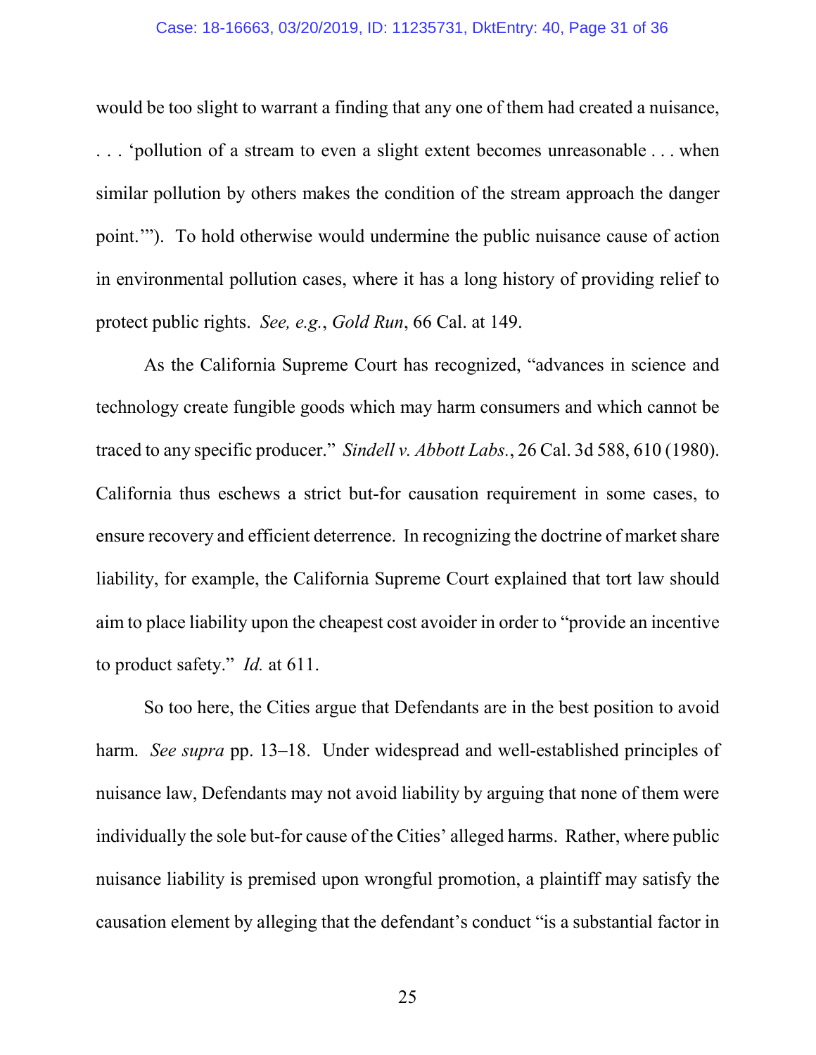would be too slight to warrant a finding that any one of them had created a nuisance, . . . 'pollution of a stream to even a slight extent becomes unreasonable . . . when similar pollution by others makes the condition of the stream approach the danger point.'"). To hold otherwise would undermine the public nuisance cause of action in environmental pollution cases, where it has a long history of providing relief to protect public rights. *See, e.g.*, *Gold Run*, 66 Cal. at 149.

As the California Supreme Court has recognized, "advances in science and technology create fungible goods which may harm consumers and which cannot be traced to any specific producer." *Sindell v. Abbott Labs.*, 26 Cal. 3d 588, 610 (1980). California thus eschews a strict but-for causation requirement in some cases, to ensure recovery and efficient deterrence. In recognizing the doctrine of market share liability, for example, the California Supreme Court explained that tort law should aim to place liability upon the cheapest cost avoider in order to "provide an incentive to product safety." *Id.* at 611.

So too here, the Cities argue that Defendants are in the best position to avoid harm. *See supra* pp. 13–18. Under widespread and well-established principles of nuisance law, Defendants may not avoid liability by arguing that none of them were individually the sole but-for cause of the Cities' alleged harms. Rather, where public nuisance liability is premised upon wrongful promotion, a plaintiff may satisfy the causation element by alleging that the defendant's conduct "is a substantial factor in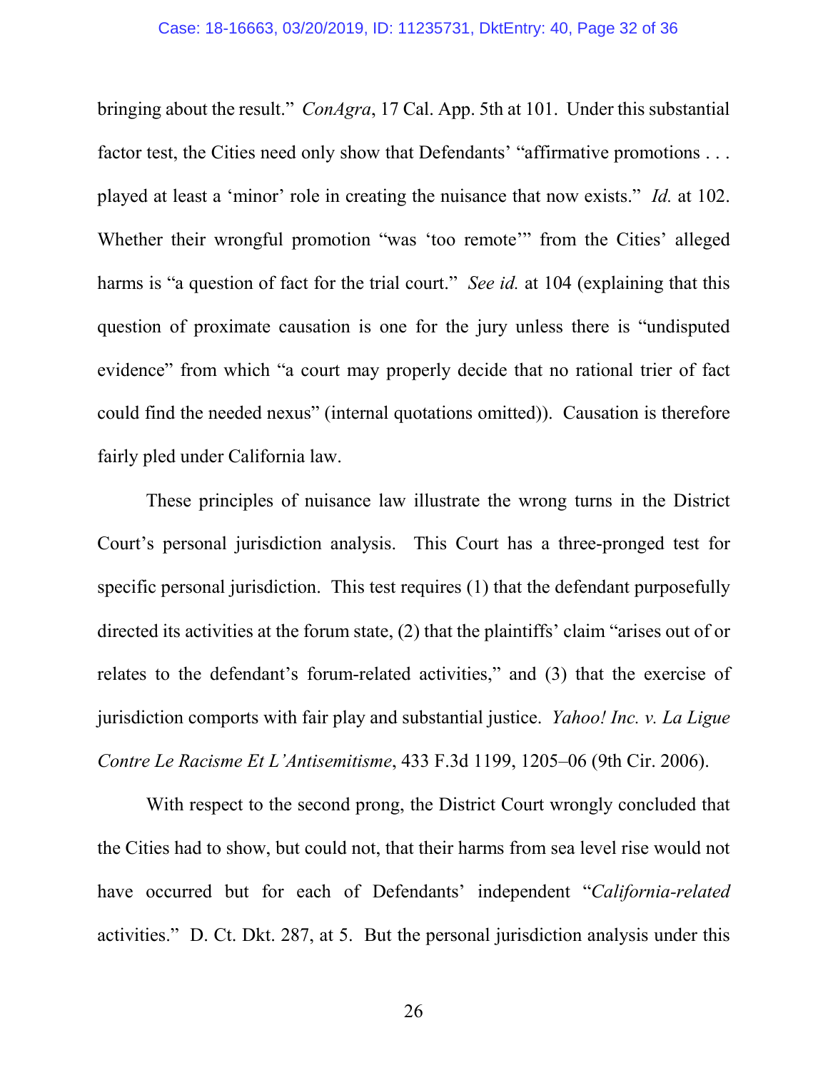bringing about the result." *ConAgra*, 17 Cal. App. 5th at 101. Under this substantial factor test, the Cities need only show that Defendants' "affirmative promotions . . . played at least a 'minor' role in creating the nuisance that now exists." *Id.* at 102. Whether their wrongful promotion "was 'too remote'" from the Cities' alleged harms is "a question of fact for the trial court." *See id.* at 104 (explaining that this question of proximate causation is one for the jury unless there is "undisputed evidence" from which "a court may properly decide that no rational trier of fact could find the needed nexus" (internal quotations omitted)). Causation is therefore fairly pled under California law.

These principles of nuisance law illustrate the wrong turns in the District Court's personal jurisdiction analysis. This Court has a three-pronged test for specific personal jurisdiction. This test requires (1) that the defendant purposefully directed its activities at the forum state, (2) that the plaintiffs' claim "arises out of or relates to the defendant's forum-related activities," and (3) that the exercise of jurisdiction comports with fair play and substantial justice. *Yahoo! Inc. v. La Ligue Contre Le Racisme Et L'Antisemitisme*, 433 F.3d 1199, 1205–06 (9th Cir. 2006).

With respect to the second prong, the District Court wrongly concluded that the Cities had to show, but could not, that their harms from sea level rise would not have occurred but for each of Defendants' independent "*California-related* activities." D. Ct. Dkt. 287, at 5. But the personal jurisdiction analysis under this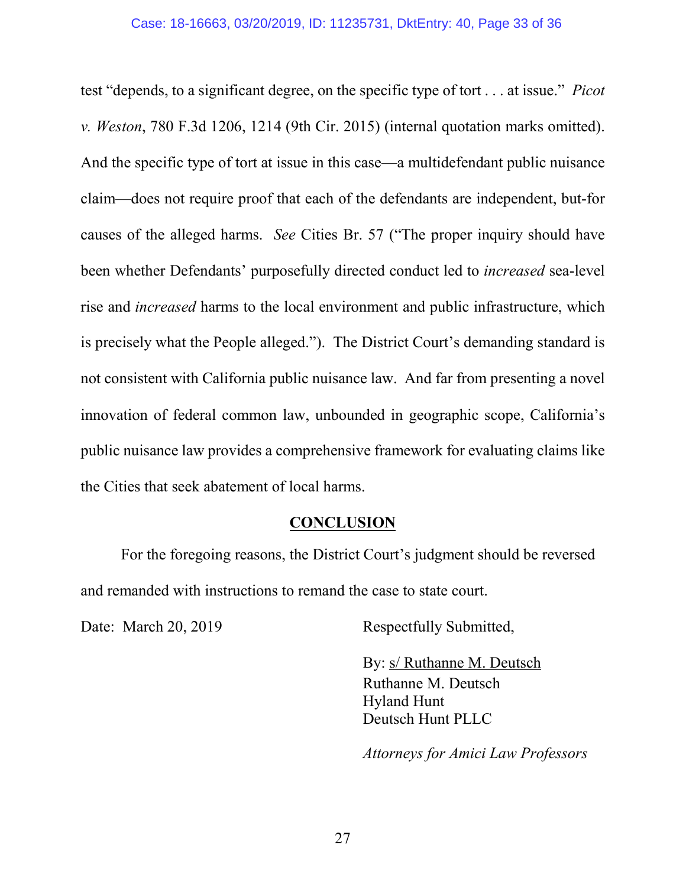test "depends, to a significant degree, on the specific type of tort . . . at issue." *Picot v. Weston*, 780 F.3d 1206, 1214 (9th Cir. 2015) (internal quotation marks omitted). And the specific type of tort at issue in this case—a multidefendant public nuisance claim—does not require proof that each of the defendants are independent, but-for causes of the alleged harms. *See* Cities Br. 57 ("The proper inquiry should have been whether Defendants' purposefully directed conduct led to *increased* sea-level rise and *increased* harms to the local environment and public infrastructure, which is precisely what the People alleged."). The District Court's demanding standard is not consistent with California public nuisance law. And far from presenting a novel innovation of federal common law, unbounded in geographic scope, California's public nuisance law provides a comprehensive framework for evaluating claims like the Cities that seek abatement of local harms.

## CONCLUSION

For the foregoing reasons, the District Court's judgment should be reversed and remanded with instructions to remand the case to state court.

Date: March 20, 2019

Respectfully Submitted,

By: s/ Ruthanne M. Deutsch
Ruthanne M. Deutsch
Hyland Hunt
Deutsch Hunt PLLC

*Attorneys for Amici Law Professors*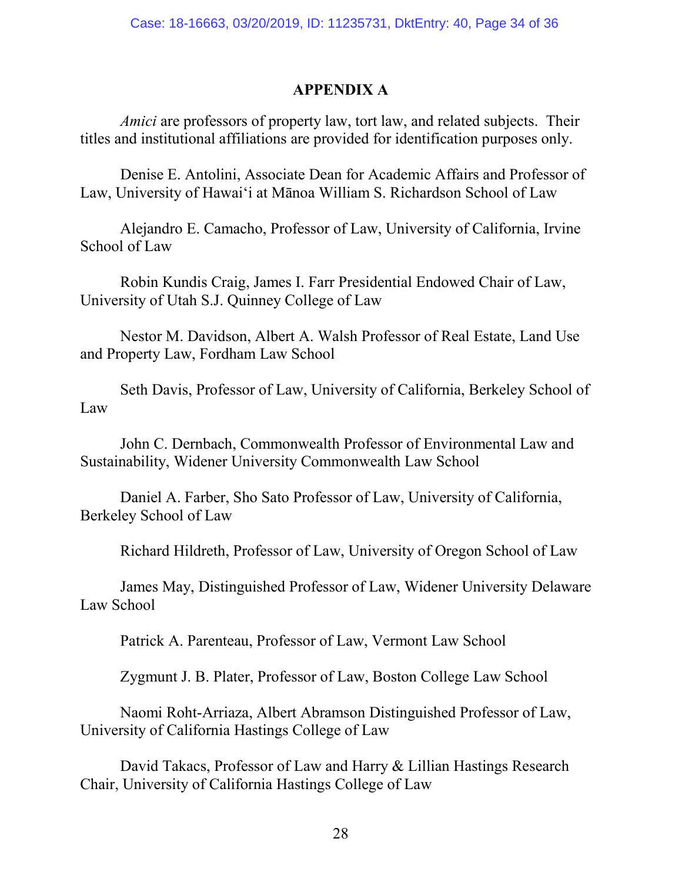# APPENDIX A

*Amici* are professors of property law, tort law, and related subjects. Their titles and institutional affiliations are provided for identification purposes only.

Denise E. Antolini, Associate Dean for Academic Affairs and Professor of Law, University of Hawaiʻi at Mānoa William S. Richardson School of Law

Alejandro E. Camacho, Professor of Law, University of California, Irvine School of Law

Robin Kundis Craig, James I. Farr Presidential Endowed Chair of Law, University of Utah S.J. Quinney College of Law

Nestor M. Davidson, Albert A. Walsh Professor of Real Estate, Land Use and Property Law, Fordham Law School

Seth Davis, Professor of Law, University of California, Berkeley School of Law

John C. Dernbach, Commonwealth Professor of Environmental Law and Sustainability, Widener University Commonwealth Law School

Daniel A. Farber, Sho Sato Professor of Law, University of California, Berkeley School of Law

Richard Hildreth, Professor of Law, University of Oregon School of Law

James May, Distinguished Professor of Law, Widener University Delaware Law School

Patrick A. Parenteau, Professor of Law, Vermont Law School

Zygmunt J. B. Plater, Professor of Law, Boston College Law School

Naomi Roht-Arriaza, Albert Abramson Distinguished Professor of Law, University of California Hastings College of Law

David Takacs, Professor of Law and Harry & Lillian Hastings Research Chair, University of California Hastings College of Law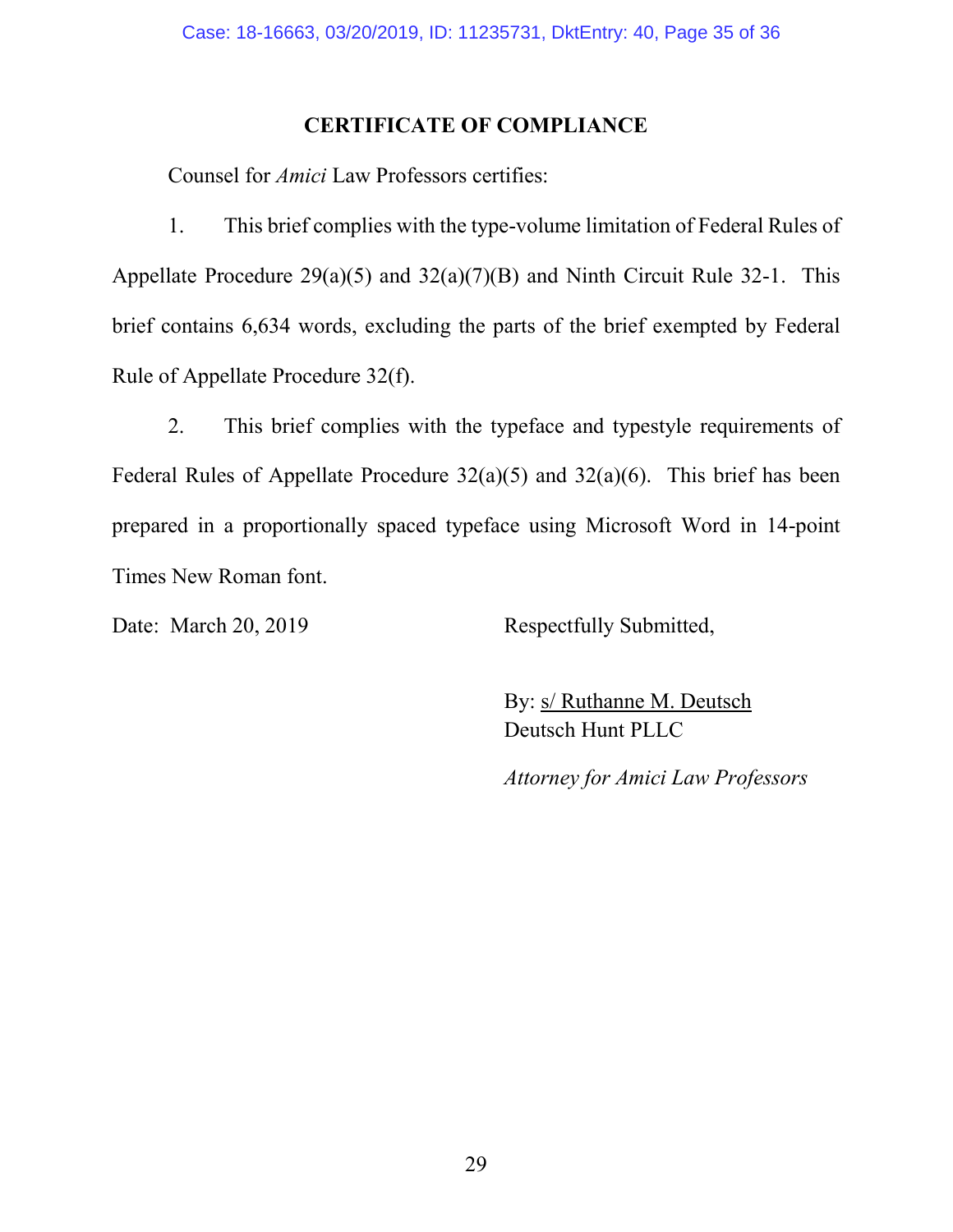## CERTIFICATE OF COMPLIANCE

Counsel for *Amici* Law Professors certifies:

1. This brief complies with the type-volume limitation of Federal Rules of Appellate Procedure 29(a)(5) and 32(a)(7)(B) and Ninth Circuit Rule 32-1. This brief contains 6,634 words, excluding the parts of the brief exempted by Federal Rule of Appellate Procedure 32(f).

2. This brief complies with the typeface and typestyle requirements of Federal Rules of Appellate Procedure 32(a)(5) and 32(a)(6). This brief has been prepared in a proportionally spaced typeface using Microsoft Word in 14-point Times New Roman font.

Date: March 20, 2019

Respectfully Submitted,

By: s/ Ruthanne M. Deutsch
Deutsch Hunt PLLC

*Attorney for Amici Law Professors*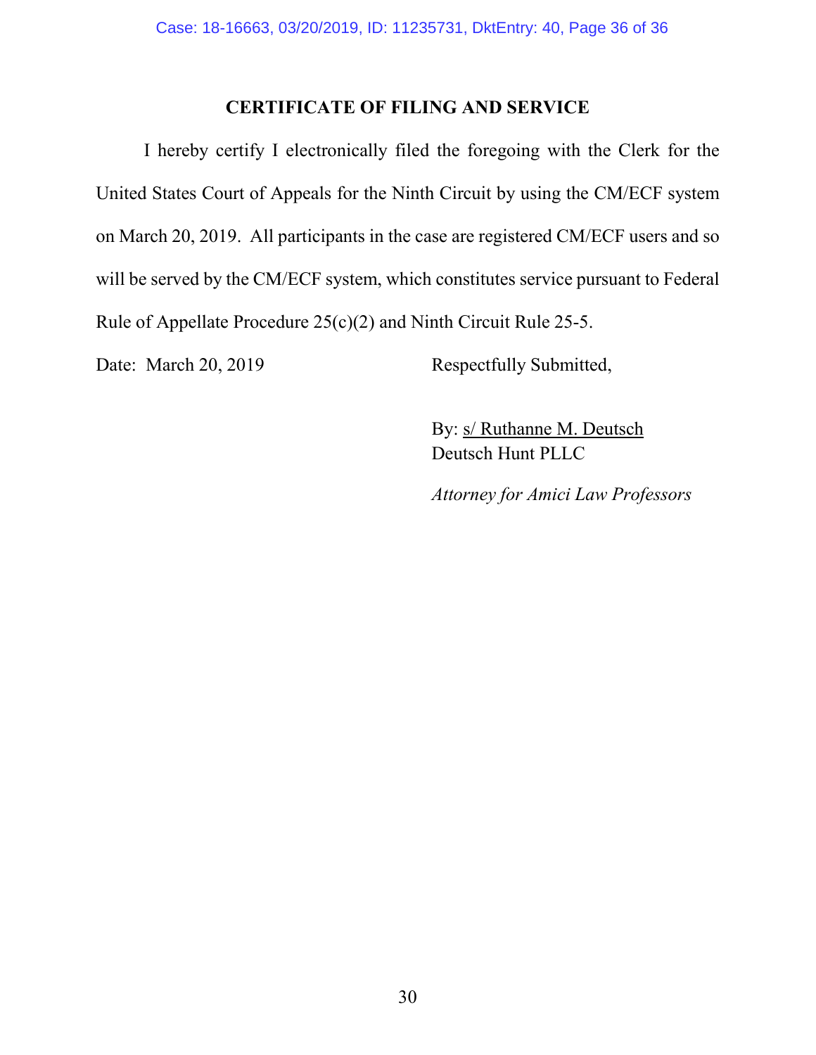## CERTIFICATE OF FILING AND SERVICE

I hereby certify I electronically filed the foregoing with the Clerk for the United States Court of Appeals for the Ninth Circuit by using the CM/ECF system on March 20, 2019. All participants in the case are registered CM/ECF users and so will be served by the CM/ECF system, which constitutes service pursuant to Federal Rule of Appellate Procedure 25(c)(2) and Ninth Circuit Rule 25-5.

Date: March 20, 2019

Respectfully Submitted,

By: s/ Ruthanne M. Deutsch
Deutsch Hunt PLLC

*Attorney for Amici Law Professors*